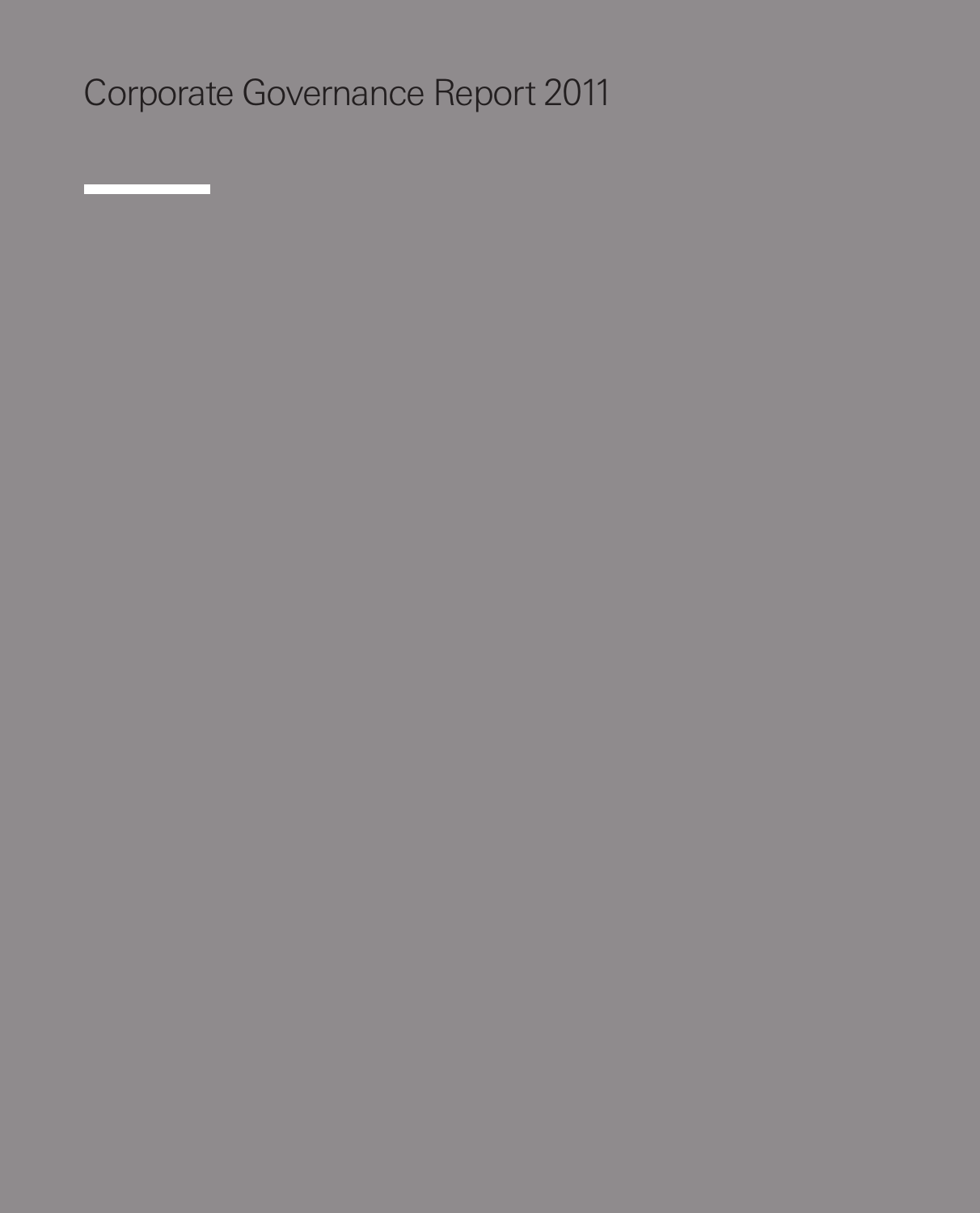# Corporate Governance Report 2011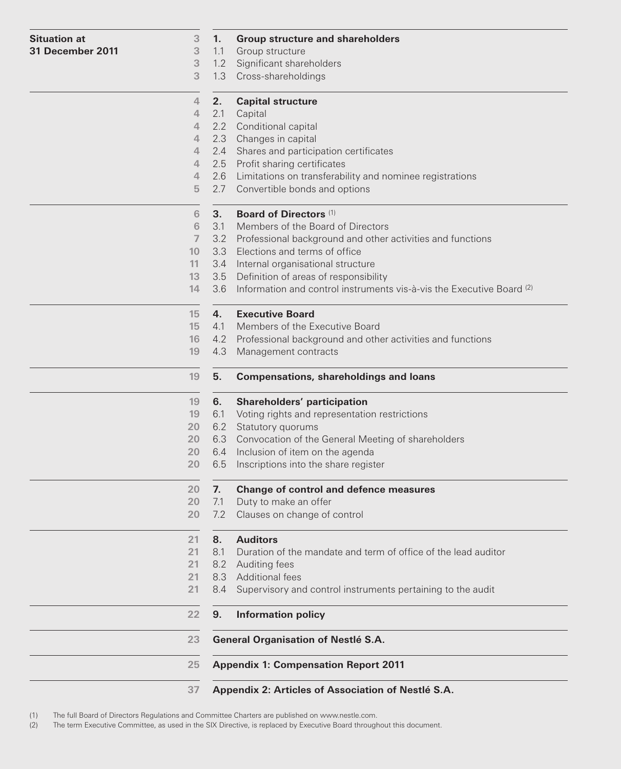**Situation at 31 December 2011**

| Page | Section | Title |
|---|---|---|
| 3 | **1.** | **Group structure and shareholders** |
| 3 | 1.1 | Group structure |
| 3 | 1.2 | Significant shareholders |
| 3 | 1.3 | Cross-shareholdings |
| 4 | **2.** | **Capital structure** |
| 4 | 2.1 | Capital |
| 4 | 2.2 | Conditional capital |
| 4 | 2.3 | Changes in capital |
| 4 | 2.4 | Shares and participation certificates |
| 4 | 2.5 | Profit sharing certificates |
| 4 | 2.6 | Limitations on transferability and nominee registrations |
| 5 | 2.7 | Convertible bonds and options |
| 6 | **3.** | **Board of Directors** (1) |
| 6 | 3.1 | Members of the Board of Directors |
| 7 | 3.2 | Professional background and other activities and functions |
| 10 | 3.3 | Elections and terms of office |
| 11 | 3.4 | Internal organisational structure |
| 13 | 3.5 | Definition of areas of responsibility |
| 14 | 3.6 | Information and control instruments vis-à-vis the Executive Board (2) |
| 15 | **4.** | **Executive Board** |
| 15 | 4.1 | Members of the Executive Board |
| 16 | 4.2 | Professional background and other activities and functions |
| 19 | 4.3 | Management contracts |
| 19 | **5.** | **Compensations, shareholdings and loans** |
| 19 | **6.** | **Shareholders' participation** |
| 19 | 6.1 | Voting rights and representation restrictions |
| 20 | 6.2 | Statutory quorums |
| 20 | 6.3 | Convocation of the General Meeting of shareholders |
| 20 | 6.4 | Inclusion of item on the agenda |
| 20 | 6.5 | Inscriptions into the share register |
| 20 | **7.** | **Change of control and defence measures** |
| 20 | 7.1 | Duty to make an offer |
| 20 | 7.2 | Clauses on change of control |
| 21 | **8.** | **Auditors** |
| 21 | 8.1 | Duration of the mandate and term of office of the lead auditor |
| 21 | 8.2 | Auditing fees |
| 21 | 8.3 | Additional fees |
| 21 | 8.4 | Supervisory and control instruments pertaining to the audit |
| 22 | **9.** | **Information policy** |
| 23 | | **General Organisation of Nestlé S.A.** |
| 25 | | **Appendix 1: Compensation Report 2011** |
| 37 | | **Appendix 2: Articles of Association of Nestlé S.A.** |

(1) The full Board of Directors Regulations and Committee Charters are published on www.nestle.com.

(2) The term Executive Committee, as used in the SIX Directive, is replaced by Executive Board throughout this document.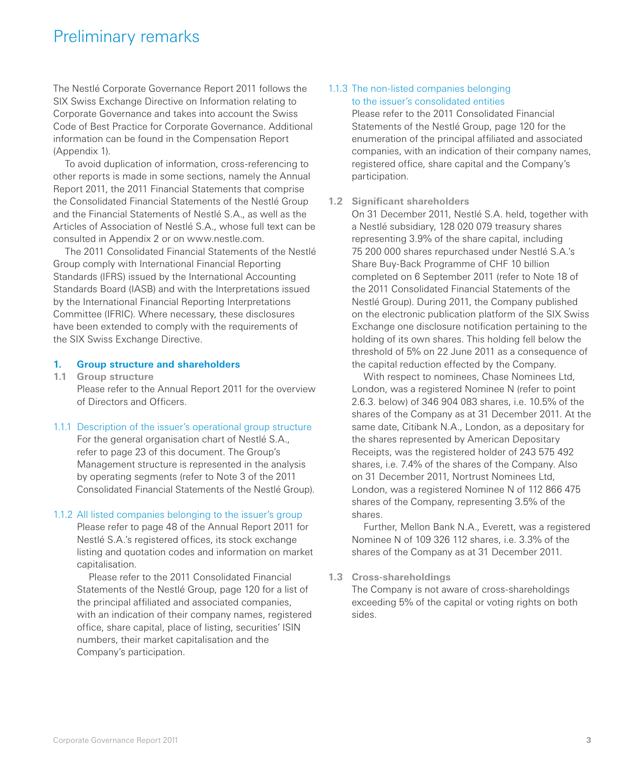# Preliminary remarks

The Nestlé Corporate Governance Report 2011 follows the SIX Swiss Exchange Directive on Information relating to Corporate Governance and takes into account the Swiss Code of Best Practice for Corporate Governance. Additional information can be found in the Compensation Report (Appendix 1).

To avoid duplication of information, cross-referencing to other reports is made in some sections, namely the Annual Report 2011, the 2011 Financial Statements that comprise the Consolidated Financial Statements of the Nestlé Group and the Financial Statements of Nestlé S.A., as well as the Articles of Association of Nestlé S.A., whose full text can be consulted in Appendix 2 or on www.nestle.com.

The 2011 Consolidated Financial Statements of the Nestlé Group comply with International Financial Reporting Standards (IFRS) issued by the International Accounting Standards Board (IASB) and with the Interpretations issued by the International Financial Reporting Interpretations Committee (IFRIC). Where necessary, these disclosures have been extended to comply with the requirements of the SIX Swiss Exchange Directive.

## 1. Group structure and shareholders

### 1.1 Group structure

Please refer to the Annual Report 2011 for the overview of Directors and Officers.

#### 1.1.1 Description of the issuer's operational group structure

For the general organisation chart of Nestlé S.A., refer to page 23 of this document. The Group's Management structure is represented in the analysis by operating segments (refer to Note 3 of the 2011 Consolidated Financial Statements of the Nestlé Group).

#### 1.1.2 All listed companies belonging to the issuer's group

Please refer to page 48 of the Annual Report 2011 for Nestlé S.A.'s registered offices, its stock exchange listing and quotation codes and information on market capitalisation.

Please refer to the 2011 Consolidated Financial Statements of the Nestlé Group, page 120 for a list of the principal affiliated and associated companies, with an indication of their company names, registered office, share capital, place of listing, securities' ISIN numbers, their market capitalisation and the Company's participation.

#### 1.1.3 The non-listed companies belonging to the issuer's consolidated entities

Please refer to the 2011 Consolidated Financial Statements of the Nestlé Group, page 120 for the enumeration of the principal affiliated and associated companies, with an indication of their company names, registered office, share capital and the Company's participation.

### 1.2 Significant shareholders

On 31 December 2011, Nestlé S.A. held, together with a Nestlé subsidiary, 128 020 079 treasury shares representing 3.9% of the share capital, including 75 200 000 shares repurchased under Nestlé S.A.'s Share Buy-Back Programme of CHF 10 billion completed on 6 September 2011 (refer to Note 18 of the 2011 Consolidated Financial Statements of the Nestlé Group). During 2011, the Company published on the electronic publication platform of the SIX Swiss Exchange one disclosure notification pertaining to the holding of its own shares. This holding fell below the threshold of 5% on 22 June 2011 as a consequence of the capital reduction effected by the Company.

With respect to nominees, Chase Nominees Ltd, London, was a registered Nominee N (refer to point 2.6.3. below) of 346 904 083 shares, i.e. 10.5% of the shares of the Company as at 31 December 2011. At the same date, Citibank N.A., London, as a depositary for the shares represented by American Depositary Receipts, was the registered holder of 243 575 492 shares, i.e. 7.4% of the shares of the Company. Also on 31 December 2011, Nortrust Nominees Ltd, London, was a registered Nominee N of 112 866 475 shares of the Company, representing 3.5% of the shares.

Further, Mellon Bank N.A., Everett, was a registered Nominee N of 109 326 112 shares, i.e. 3.3% of the shares of the Company as at 31 December 2011.

### 1.3 Cross-shareholdings

The Company is not aware of cross-shareholdings exceeding 5% of the capital or voting rights on both sides.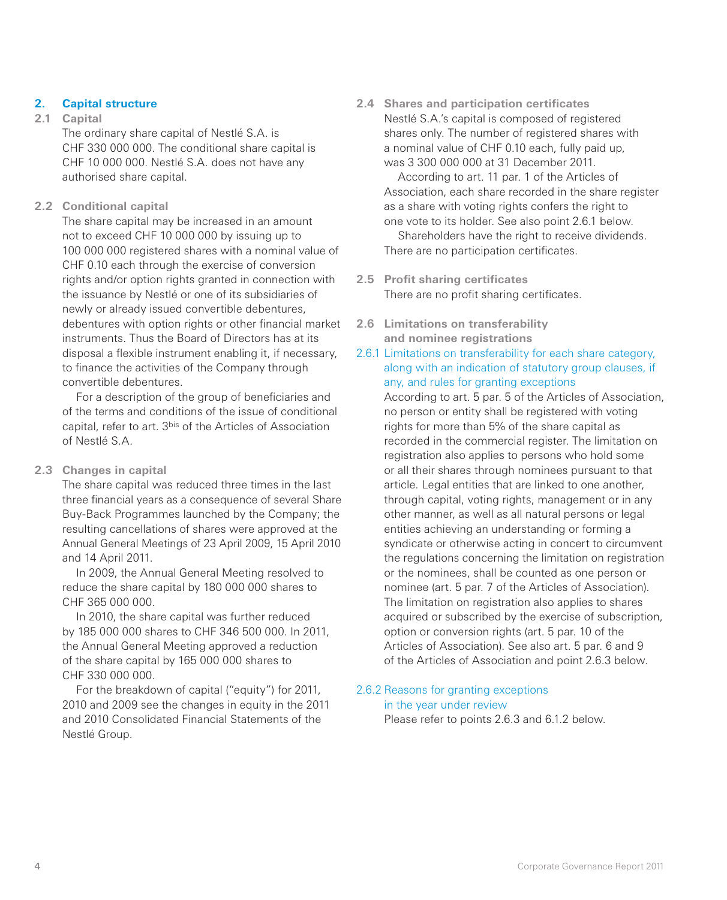## 2. Capital structure

### 2.1 Capital

The ordinary share capital of Nestlé S.A. is CHF 330 000 000. The conditional share capital is CHF 10 000 000. Nestlé S.A. does not have any authorised share capital.

### 2.2 Conditional capital

The share capital may be increased in an amount not to exceed CHF 10 000 000 by issuing up to 100 000 000 registered shares with a nominal value of CHF 0.10 each through the exercise of conversion rights and/or option rights granted in connection with the issuance by Nestlé or one of its subsidiaries of newly or already issued convertible debentures, debentures with option rights or other financial market instruments. Thus the Board of Directors has at its disposal a flexible instrument enabling it, if necessary, to finance the activities of the Company through convertible debentures.

For a description of the group of beneficiaries and of the terms and conditions of the issue of conditional capital, refer to art. 3$^{bis}$ of the Articles of Association of Nestlé S.A.

### 2.3 Changes in capital

The share capital was reduced three times in the last three financial years as a consequence of several Share Buy-Back Programmes launched by the Company; the resulting cancellations of shares were approved at the Annual General Meetings of 23 April 2009, 15 April 2010 and 14 April 2011.

In 2009, the Annual General Meeting resolved to reduce the share capital by 180 000 000 shares to CHF 365 000 000.

In 2010, the share capital was further reduced by 185 000 000 shares to CHF 346 500 000. In 2011, the Annual General Meeting approved a reduction of the share capital by 165 000 000 shares to CHF 330 000 000.

For the breakdown of capital ("equity") for 2011, 2010 and 2009 see the changes in equity in the 2011 and 2010 Consolidated Financial Statements of the Nestlé Group.

### 2.4 Shares and participation certificates

Nestlé S.A.'s capital is composed of registered shares only. The number of registered shares with a nominal value of CHF 0.10 each, fully paid up, was 3 300 000 000 at 31 December 2011.

According to art. 11 par. 1 of the Articles of Association, each share recorded in the share register as a share with voting rights confers the right to one vote to its holder. See also point 2.6.1 below.

Shareholders have the right to receive dividends. There are no participation certificates.

### 2.5 Profit sharing certificates

There are no profit sharing certificates.

### 2.6 Limitations on transferability and nominee registrations

#### 2.6.1 Limitations on transferability for each share category, along with an indication of statutory group clauses, if any, and rules for granting exceptions

According to art. 5 par. 5 of the Articles of Association, no person or entity shall be registered with voting rights for more than 5% of the share capital as recorded in the commercial register. The limitation on registration also applies to persons who hold some or all their shares through nominees pursuant to that article. Legal entities that are linked to one another, through capital, voting rights, management or in any other manner, as well as all natural persons or legal entities achieving an understanding or forming a syndicate or otherwise acting in concert to circumvent the regulations concerning the limitation on registration or the nominees, shall be counted as one person or nominee (art. 5 par. 7 of the Articles of Association). The limitation on registration also applies to shares acquired or subscribed by the exercise of subscription, option or conversion rights (art. 5 par. 10 of the Articles of Association). See also art. 5 par. 6 and 9 of the Articles of Association and point 2.6.3 below.

#### 2.6.2 Reasons for granting exceptions in the year under review

Please refer to points 2.6.3 and 6.1.2 below.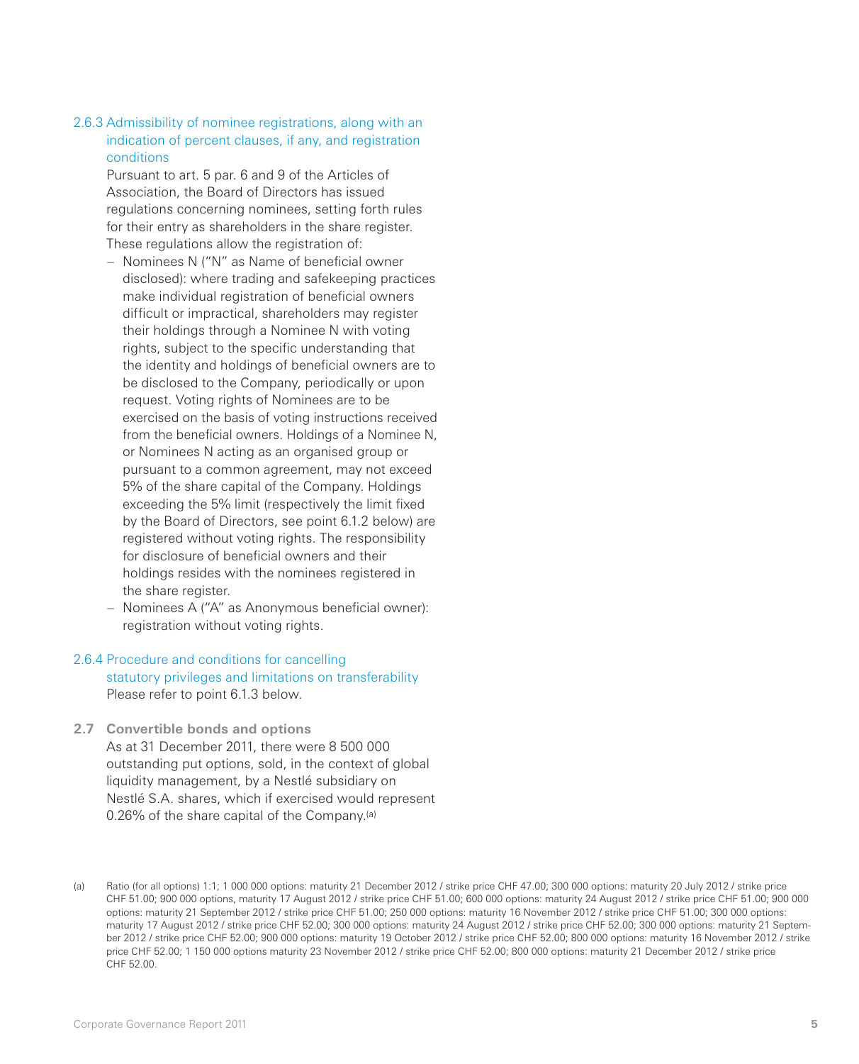### 2.6.3 Admissibility of nominee registrations, along with an indication of percent clauses, if any, and registration conditions

Pursuant to art. 5 par. 6 and 9 of the Articles of Association, the Board of Directors has issued regulations concerning nominees, setting forth rules for their entry as shareholders in the share register. These regulations allow the registration of:

- Nominees N ("N" as Name of beneficial owner disclosed): where trading and safekeeping practices make individual registration of beneficial owners difficult or impractical, shareholders may register their holdings through a Nominee N with voting rights, subject to the specific understanding that the identity and holdings of beneficial owners are to be disclosed to the Company, periodically or upon request. Voting rights of Nominees are to be exercised on the basis of voting instructions received from the beneficial owners. Holdings of a Nominee N, or Nominees N acting as an organised group or pursuant to a common agreement, may not exceed 5% of the share capital of the Company. Holdings exceeding the 5% limit (respectively the limit fixed by the Board of Directors, see point 6.1.2 below) are registered without voting rights. The responsibility for disclosure of beneficial owners and their holdings resides with the nominees registered in the share register.
- Nominees A ("A" as Anonymous beneficial owner): registration without voting rights.

### 2.6.4 Procedure and conditions for cancelling statutory privileges and limitations on transferability

Please refer to point 6.1.3 below.

## 2.7 Convertible bonds and options

As at 31 December 2011, there were 8 500 000 outstanding put options, sold, in the context of global liquidity management, by a Nestlé subsidiary on Nestlé S.A. shares, which if exercised would represent 0.26% of the share capital of the Company.[a]

(a) Ratio (for all options) 1:1; 1 000 000 options: maturity 21 December 2012 / strike price CHF 47.00; 300 000 options: maturity 20 July 2012 / strike price CHF 51.00; 900 000 options, maturity 17 August 2012 / strike price CHF 51.00; 600 000 options: maturity 24 August 2012 / strike price CHF 51.00; 900 000 options: maturity 21 September 2012 / strike price CHF 51.00; 250 000 options: maturity 16 November 2012 / strike price CHF 51.00; 300 000 options: maturity 17 August 2012 / strike price CHF 52.00; 300 000 options: maturity 24 August 2012 / strike price CHF 52.00; 300 000 options: maturity 21 September 2012 / strike price CHF 52.00; 900 000 options: maturity 19 October 2012 / strike price CHF 52.00; 800 000 options: maturity 16 November 2012 / strike price CHF 52.00; 1 150 000 options maturity 23 November 2012 / strike price CHF 52.00; 800 000 options: maturity 21 December 2012 / strike price CHF 52.00.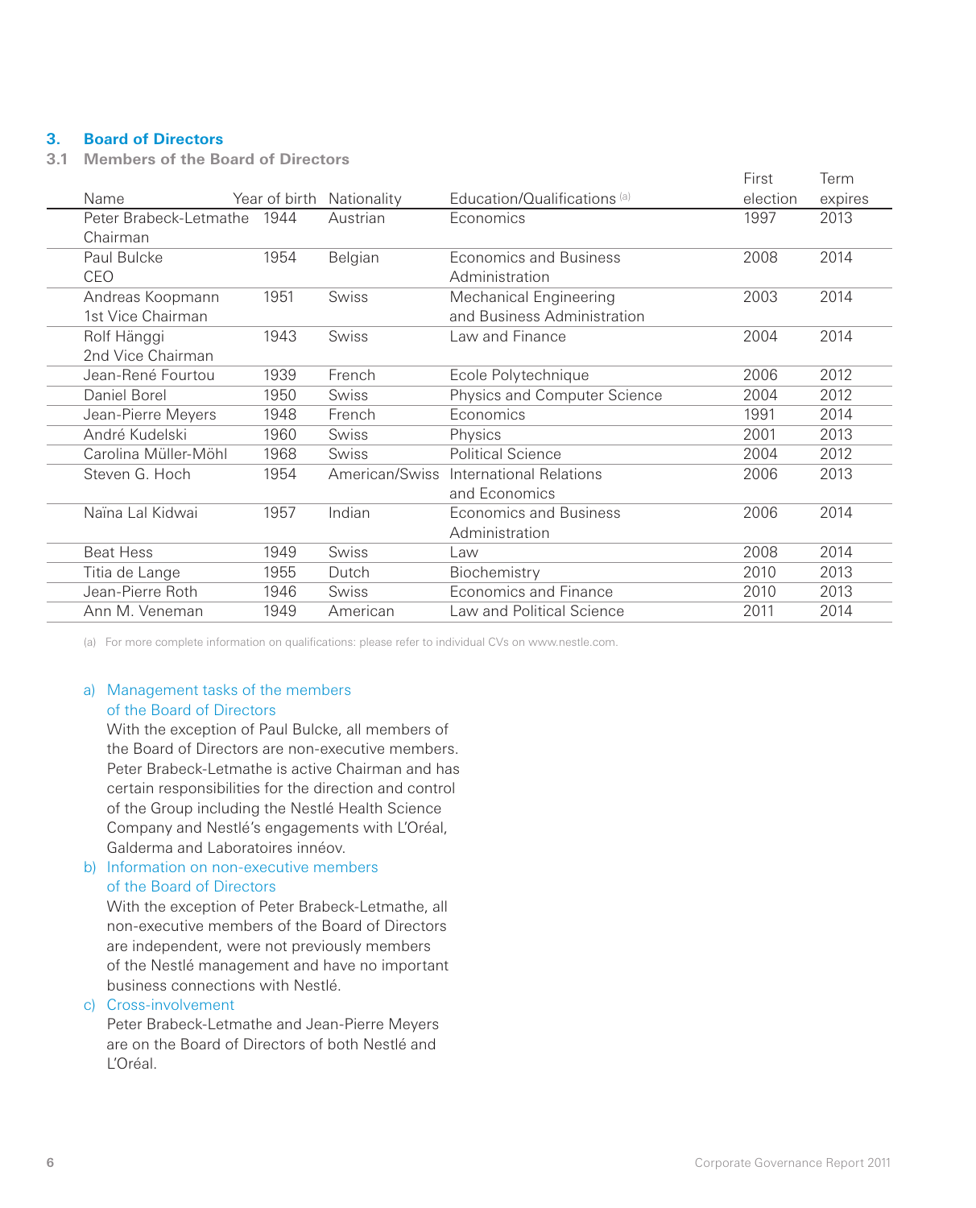## 3. Board of Directors

### 3.1 Members of the Board of Directors

| Name | Year of birth | Nationality | Education/Qualifications [(a)] | First election | Term expires |
|---|---|---|---|---|---|
| Peter Brabeck-Letmathe Chairman | 1944 | Austrian | Economics | 1997 | 2013 |
| Paul Bulcke CEO | 1954 | Belgian | Economics and Business Administration | 2008 | 2014 |
| Andreas Koopmann 1st Vice Chairman | 1951 | Swiss | Mechanical Engineering and Business Administration | 2003 | 2014 |
| Rolf Hänggi 2nd Vice Chairman | 1943 | Swiss | Law and Finance | 2004 | 2014 |
| Jean-René Fourtou | 1939 | French | Ecole Polytechnique | 2006 | 2012 |
| Daniel Borel | 1950 | Swiss | Physics and Computer Science | 2004 | 2012 |
| Jean-Pierre Meyers | 1948 | French | Economics | 1991 | 2014 |
| André Kudelski | 1960 | Swiss | Physics | 2001 | 2013 |
| Carolina Müller-Möhl | 1968 | Swiss | Political Science | 2004 | 2012 |
| Steven G. Hoch | 1954 | American/Swiss | International Relations and Economics | 2006 | 2013 |
| Naïna Lal Kidwai | 1957 | Indian | Economics and Business Administration | 2006 | 2014 |
| Beat Hess | 1949 | Swiss | Law | 2008 | 2014 |
| Titia de Lange | 1955 | Dutch | Biochemistry | 2010 | 2013 |
| Jean-Pierre Roth | 1946 | Swiss | Economics and Finance | 2010 | 2013 |
| Ann M. Veneman | 1949 | American | Law and Political Science | 2011 | 2014 |

(a) For more complete information on qualifications: please refer to individual CVs on www.nestle.com.

a) Management tasks of the members of the Board of Directors

With the exception of Paul Bulcke, all members of the Board of Directors are non-executive members. Peter Brabeck-Letmathe is active Chairman and has certain responsibilities for the direction and control of the Group including the Nestlé Health Science Company and Nestlé's engagements with L'Oréal, Galderma and Laboratoires innéov.

b) Information on non-executive members of the Board of Directors

With the exception of Peter Brabeck-Letmathe, all non-executive members of the Board of Directors are independent, were not previously members of the Nestlé management and have no important business connections with Nestlé.

c) Cross-involvement

Peter Brabeck-Letmathe and Jean-Pierre Meyers are on the Board of Directors of both Nestlé and L'Oréal.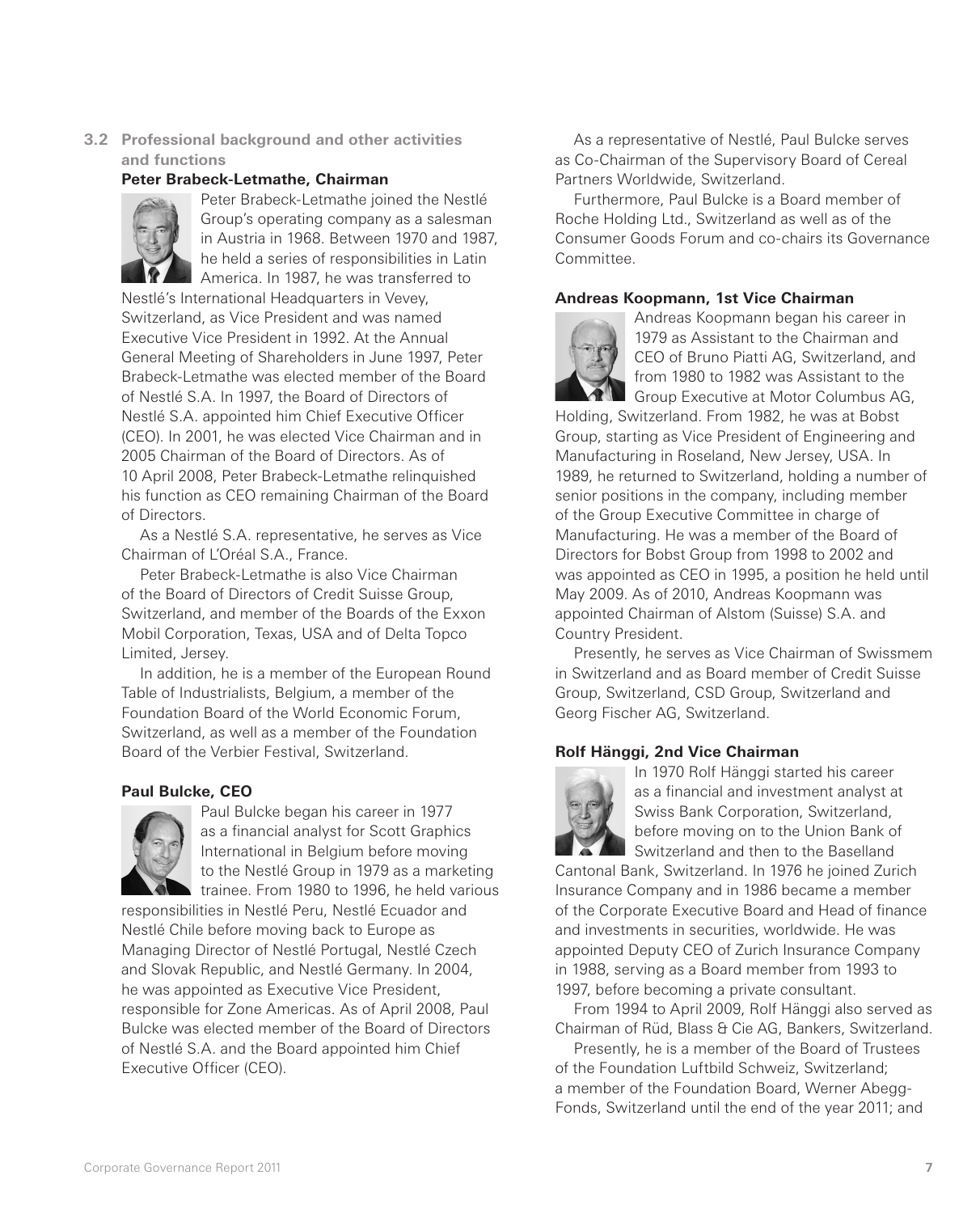### 3.2 Professional background and other activities and functions

**Peter Brabeck-Letmathe, Chairman**

Peter Brabeck-Letmathe joined the Nestlé Group's operating company as a salesman in Austria in 1968. Between 1970 and 1987, he held a series of responsibilities in Latin America. In 1987, he was transferred to Nestlé's International Headquarters in Vevey, Switzerland, as Vice President and was named Executive Vice President in 1992. At the Annual General Meeting of Shareholders in June 1997, Peter Brabeck-Letmathe was elected member of the Board of Nestlé S.A. In 1997, the Board of Directors of Nestlé S.A. appointed him Chief Executive Officer (CEO). In 2001, he was elected Vice Chairman and in 2005 Chairman of the Board of Directors. As of 10 April 2008, Peter Brabeck-Letmathe relinquished his function as CEO remaining Chairman of the Board of Directors.

As a Nestlé S.A. representative, he serves as Vice Chairman of L'Oréal S.A., France.

Peter Brabeck-Letmathe is also Vice Chairman of the Board of Directors of Credit Suisse Group, Switzerland, and member of the Boards of the Exxon Mobil Corporation, Texas, USA and of Delta Topco Limited, Jersey.

In addition, he is a member of the European Round Table of Industrialists, Belgium, a member of the Foundation Board of the World Economic Forum, Switzerland, as well as a member of the Foundation Board of the Verbier Festival, Switzerland.

**Paul Bulcke, CEO**

Paul Bulcke began his career in 1977 as a financial analyst for Scott Graphics International in Belgium before moving to the Nestlé Group in 1979 as a marketing trainee. From 1980 to 1996, he held various responsibilities in Nestlé Peru, Nestlé Ecuador and Nestlé Chile before moving back to Europe as Managing Director of Nestlé Portugal, Nestlé Czech and Slovak Republic, and Nestlé Germany. In 2004, he was appointed as Executive Vice President, responsible for Zone Americas. As of April 2008, Paul Bulcke was elected member of the Board of Directors of Nestlé S.A. and the Board appointed him Chief Executive Officer (CEO).

As a representative of Nestlé, Paul Bulcke serves as Co-Chairman of the Supervisory Board of Cereal Partners Worldwide, Switzerland.

Furthermore, Paul Bulcke is a Board member of Roche Holding Ltd., Switzerland as well as of the Consumer Goods Forum and co-chairs its Governance Committee.

**Andreas Koopmann, 1st Vice Chairman**

Andreas Koopmann began his career in 1979 as Assistant to the Chairman and CEO of Bruno Piatti AG, Switzerland, and from 1980 to 1982 was Assistant to the Group Executive at Motor Columbus AG, Holding, Switzerland. From 1982, he was at Bobst Group, starting as Vice President of Engineering and Manufacturing in Roseland, New Jersey, USA. In 1989, he returned to Switzerland, holding a number of senior positions in the company, including member of the Group Executive Committee in charge of Manufacturing. He was a member of the Board of Directors for Bobst Group from 1998 to 2002 and was appointed as CEO in 1995, a position he held until May 2009. As of 2010, Andreas Koopmann was appointed Chairman of Alstom (Suisse) S.A. and Country President.

Presently, he serves as Vice Chairman of Swissmem in Switzerland and as Board member of Credit Suisse Group, Switzerland, CSD Group, Switzerland and Georg Fischer AG, Switzerland.

**Rolf Hänggi, 2nd Vice Chairman**

In 1970 Rolf Hänggi started his career as a financial and investment analyst at Swiss Bank Corporation, Switzerland, before moving on to the Union Bank of Switzerland and then to the Baselland Cantonal Bank, Switzerland. In 1976 he joined Zurich Insurance Company and in 1986 became a member of the Corporate Executive Board and Head of finance and investments in securities, worldwide. He was appointed Deputy CEO of Zurich Insurance Company in 1988, serving as a Board member from 1993 to 1997, before becoming a private consultant.

From 1994 to April 2009, Rolf Hänggi also served as Chairman of Rüd, Blass & Cie AG, Bankers, Switzerland.

Presently, he is a member of the Board of Trustees of the Foundation Luftbild Schweiz, Switzerland; a member of the Foundation Board, Werner Abegg-Fonds, Switzerland until the end of the year 2011; and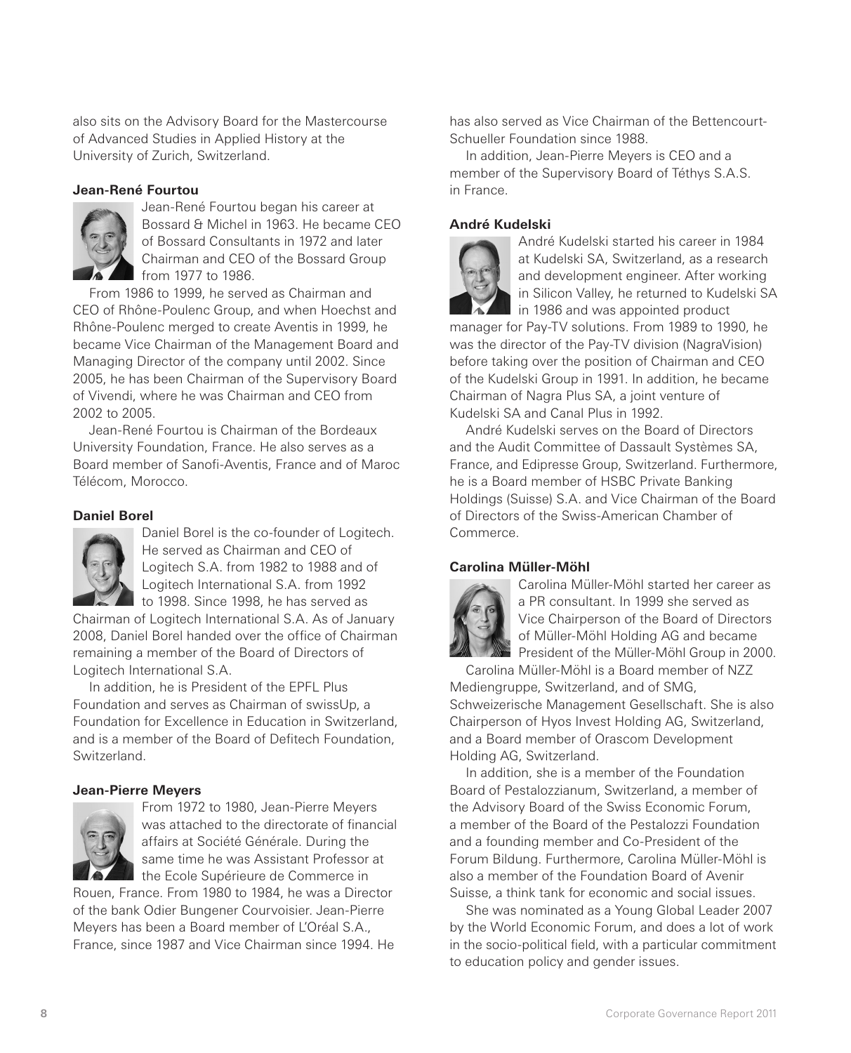also sits on the Advisory Board for the Mastercourse of Advanced Studies in Applied History at the University of Zurich, Switzerland.

**Jean-René Fourtou**

Jean-René Fourtou began his career at Bossard & Michel in 1963. He became CEO of Bossard Consultants in 1972 and later Chairman and CEO of the Bossard Group from 1977 to 1986.

From 1986 to 1999, he served as Chairman and CEO of Rhône-Poulenc Group, and when Hoechst and Rhône-Poulenc merged to create Aventis in 1999, he became Vice Chairman of the Management Board and Managing Director of the company until 2002. Since 2005, he has been Chairman of the Supervisory Board of Vivendi, where he was Chairman and CEO from 2002 to 2005.

Jean-René Fourtou is Chairman of the Bordeaux University Foundation, France. He also serves as a Board member of Sanofi-Aventis, France and of Maroc Télécom, Morocco.

**Daniel Borel**

Daniel Borel is the co-founder of Logitech. He served as Chairman and CEO of Logitech S.A. from 1982 to 1988 and of Logitech International S.A. from 1992 to 1998. Since 1998, he has served as Chairman of Logitech International S.A. As of January 2008, Daniel Borel handed over the office of Chairman remaining a member of the Board of Directors of Logitech International S.A.

In addition, he is President of the EPFL Plus Foundation and serves as Chairman of swissUp, a Foundation for Excellence in Education in Switzerland, and is a member of the Board of Defitech Foundation, Switzerland.

**Jean-Pierre Meyers**

From 1972 to 1980, Jean-Pierre Meyers was attached to the directorate of financial affairs at Société Générale. During the same time he was Assistant Professor at the Ecole Supérieure de Commerce in Rouen, France. From 1980 to 1984, he was a Director of the bank Odier Bungener Courvoisier. Jean-Pierre Meyers has been a Board member of L'Oréal S.A., France, since 1987 and Vice Chairman since 1994. He has also served as Vice Chairman of the Bettencourt-Schueller Foundation since 1988.

In addition, Jean-Pierre Meyers is CEO and a member of the Supervisory Board of Téthys S.A.S. in France.

**André Kudelski**

André Kudelski started his career in 1984 at Kudelski SA, Switzerland, as a research and development engineer. After working in Silicon Valley, he returned to Kudelski SA in 1986 and was appointed product manager for Pay-TV solutions. From 1989 to 1990, he was the director of the Pay-TV division (NagraVision) before taking over the position of Chairman and CEO of the Kudelski Group in 1991. In addition, he became Chairman of Nagra Plus SA, a joint venture of Kudelski SA and Canal Plus in 1992.

André Kudelski serves on the Board of Directors and the Audit Committee of Dassault Systèmes SA, France, and Edipresse Group, Switzerland. Furthermore, he is a Board member of HSBC Private Banking Holdings (Suisse) S.A. and Vice Chairman of the Board of Directors of the Swiss-American Chamber of Commerce.

**Carolina Müller-Möhl**

Carolina Müller-Möhl started her career as a PR consultant. In 1999 she served as Vice Chairperson of the Board of Directors of Müller-Möhl Holding AG and became President of the Müller-Möhl Group in 2000.

Carolina Müller-Möhl is a Board member of NZZ Mediengruppe, Switzerland, and of SMG, Schweizerische Management Gesellschaft. She is also Chairperson of Hyos Invest Holding AG, Switzerland, and a Board member of Orascom Development Holding AG, Switzerland.

In addition, she is a member of the Foundation Board of Pestalozzianum, Switzerland, a member of the Advisory Board of the Swiss Economic Forum, a member of the Board of the Pestalozzi Foundation and a founding member and Co-President of the Forum Bildung. Furthermore, Carolina Müller-Möhl is also a member of the Foundation Board of Avenir Suisse, a think tank for economic and social issues.

She was nominated as a Young Global Leader 2007 by the World Economic Forum, and does a lot of work in the socio-political field, with a particular commitment to education policy and gender issues.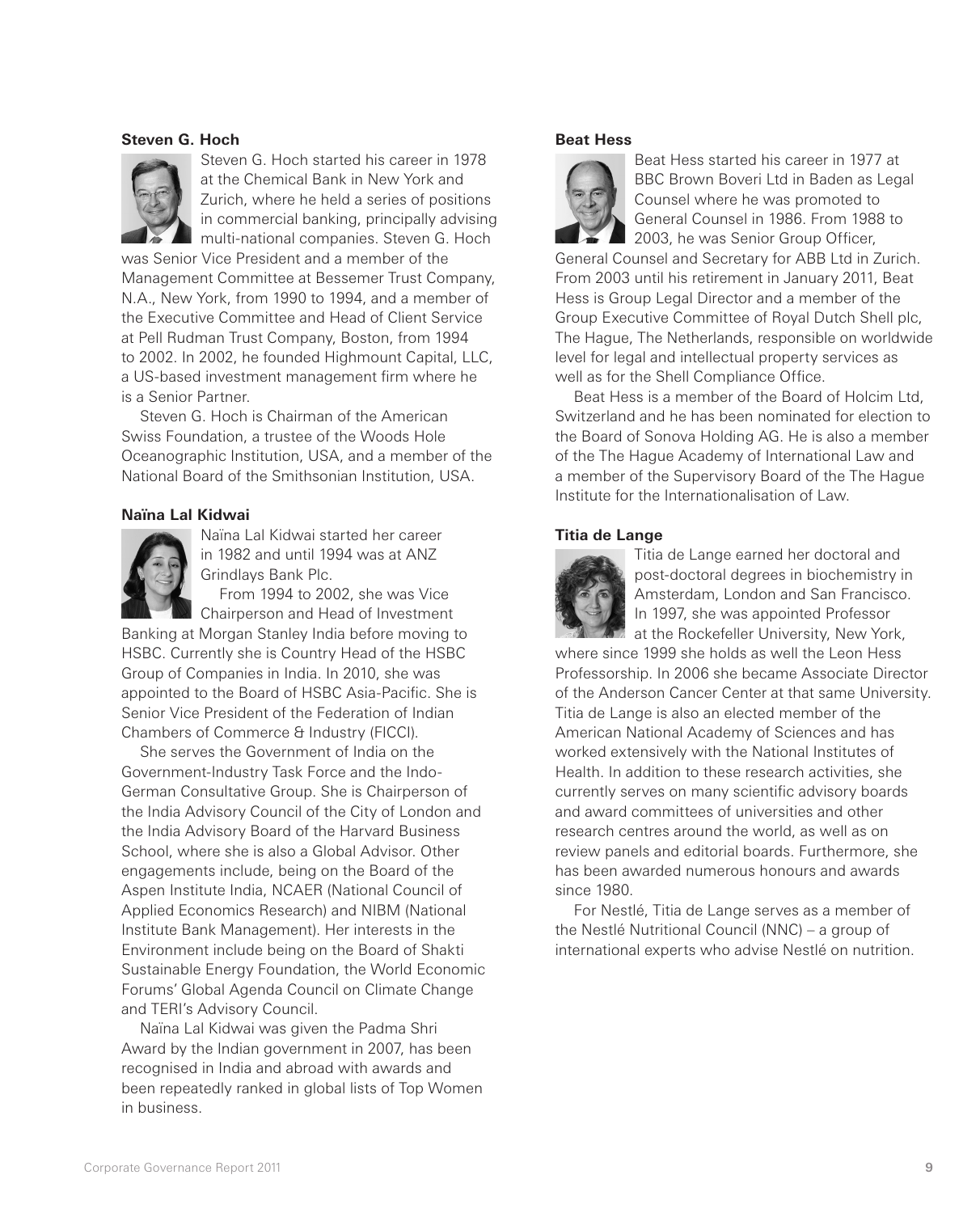### Steven G. Hoch

Steven G. Hoch started his career in 1978 at the Chemical Bank in New York and Zurich, where he held a series of positions in commercial banking, principally advising multi-national companies. Steven G. Hoch was Senior Vice President and a member of the Management Committee at Bessemer Trust Company, N.A., New York, from 1990 to 1994, and a member of the Executive Committee and Head of Client Service at Pell Rudman Trust Company, Boston, from 1994 to 2002. In 2002, he founded Highmount Capital, LLC, a US-based investment management firm where he is a Senior Partner.

Steven G. Hoch is Chairman of the American Swiss Foundation, a trustee of the Woods Hole Oceanographic Institution, USA, and a member of the National Board of the Smithsonian Institution, USA.

### Naïna Lal Kidwai

Naïna Lal Kidwai started her career in 1982 and until 1994 was at ANZ Grindlays Bank Plc.

From 1994 to 2002, she was Vice Chairperson and Head of Investment Banking at Morgan Stanley India before moving to HSBC. Currently she is Country Head of the HSBC Group of Companies in India. In 2010, she was appointed to the Board of HSBC Asia-Pacific. She is Senior Vice President of the Federation of Indian Chambers of Commerce & Industry (FICCI).

She serves the Government of India on the Government-Industry Task Force and the Indo-German Consultative Group. She is Chairperson of the India Advisory Council of the City of London and the India Advisory Board of the Harvard Business School, where she is also a Global Advisor. Other engagements include, being on the Board of the Aspen Institute India, NCAER (National Council of Applied Economics Research) and NIBM (National Institute Bank Management). Her interests in the Environment include being on the Board of Shakti Sustainable Energy Foundation, the World Economic Forums' Global Agenda Council on Climate Change and TERI's Advisory Council.

Naïna Lal Kidwai was given the Padma Shri Award by the Indian government in 2007, has been recognised in India and abroad with awards and been repeatedly ranked in global lists of Top Women in business.

### Beat Hess

Beat Hess started his career in 1977 at BBC Brown Boveri Ltd in Baden as Legal Counsel where he was promoted to General Counsel in 1986. From 1988 to 2003, he was Senior Group Officer, General Counsel and Secretary for ABB Ltd in Zurich. From 2003 until his retirement in January 2011, Beat Hess is Group Legal Director and a member of the Group Executive Committee of Royal Dutch Shell plc, The Hague, The Netherlands, responsible on worldwide level for legal and intellectual property services as well as for the Shell Compliance Office.

Beat Hess is a member of the Board of Holcim Ltd, Switzerland and he has been nominated for election to the Board of Sonova Holding AG. He is also a member of the The Hague Academy of International Law and a member of the Supervisory Board of the The Hague Institute for the Internationalisation of Law.

### Titia de Lange

Titia de Lange earned her doctoral and post-doctoral degrees in biochemistry in Amsterdam, London and San Francisco. In 1997, she was appointed Professor at the Rockefeller University, New York, where since 1999 she holds as well the Leon Hess Professorship. In 2006 she became Associate Director of the Anderson Cancer Center at that same University. Titia de Lange is also an elected member of the American National Academy of Sciences and has worked extensively with the National Institutes of Health. In addition to these research activities, she currently serves on many scientific advisory boards and award committees of universities and other research centres around the world, as well as on review panels and editorial boards. Furthermore, she has been awarded numerous honours and awards since 1980.

For Nestlé, Titia de Lange serves as a member of the Nestlé Nutritional Council (NNC) – a group of international experts who advise Nestlé on nutrition.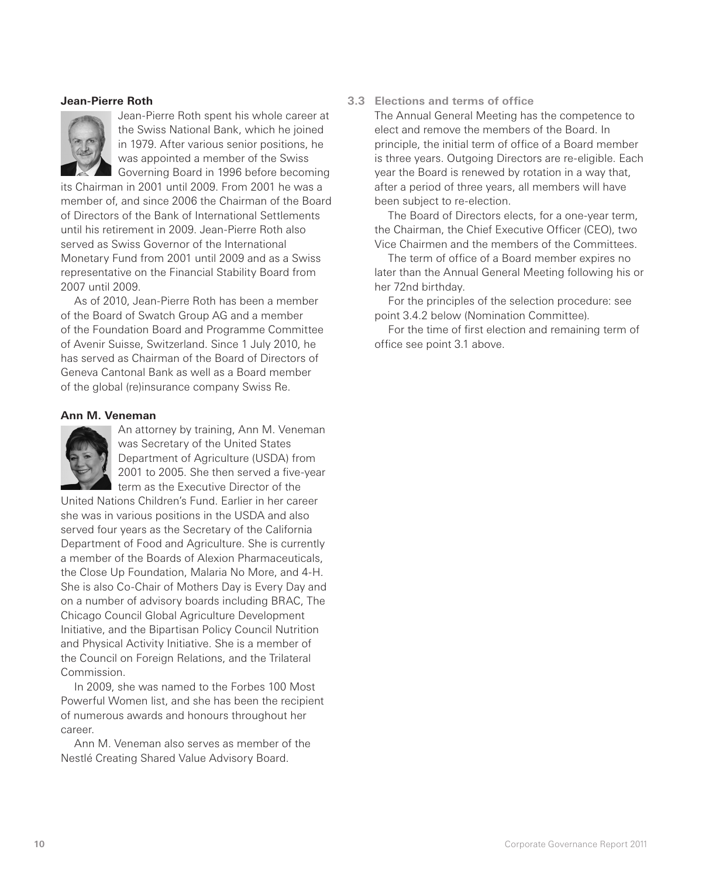**Jean-Pierre Roth**

Jean-Pierre Roth spent his whole career at the Swiss National Bank, which he joined in 1979. After various senior positions, he was appointed a member of the Swiss Governing Board in 1996 before becoming its Chairman in 2001 until 2009. From 2001 he was a member of, and since 2006 the Chairman of the Board of Directors of the Bank of International Settlements until his retirement in 2009. Jean-Pierre Roth also served as Swiss Governor of the International Monetary Fund from 2001 until 2009 and as a Swiss representative on the Financial Stability Board from 2007 until 2009.

As of 2010, Jean-Pierre Roth has been a member of the Board of Swatch Group AG and a member of the Foundation Board and Programme Committee of Avenir Suisse, Switzerland. Since 1 July 2010, he has served as Chairman of the Board of Directors of Geneva Cantonal Bank as well as a Board member of the global (re)insurance company Swiss Re.

**Ann M. Veneman**

An attorney by training, Ann M. Veneman was Secretary of the United States Department of Agriculture (USDA) from 2001 to 2005. She then served a five-year term as the Executive Director of the United Nations Children's Fund. Earlier in her career she was in various positions in the USDA and also served four years as the Secretary of the California Department of Food and Agriculture. She is currently a member of the Boards of Alexion Pharmaceuticals, the Close Up Foundation, Malaria No More, and 4-H. She is also Co-Chair of Mothers Day is Every Day and on a number of advisory boards including BRAC, The Chicago Council Global Agriculture Development Initiative, and the Bipartisan Policy Council Nutrition and Physical Activity Initiative. She is a member of the Council on Foreign Relations, and the Trilateral Commission.

In 2009, she was named to the Forbes 100 Most Powerful Women list, and she has been the recipient of numerous awards and honours throughout her career.

Ann M. Veneman also serves as member of the Nestlé Creating Shared Value Advisory Board.

### 3.3 Elections and terms of office

The Annual General Meeting has the competence to elect and remove the members of the Board. In principle, the initial term of office of a Board member is three years. Outgoing Directors are re-eligible. Each year the Board is renewed by rotation in a way that, after a period of three years, all members will have been subject to re-election.

The Board of Directors elects, for a one-year term, the Chairman, the Chief Executive Officer (CEO), two Vice Chairmen and the members of the Committees.

The term of office of a Board member expires no later than the Annual General Meeting following his or her 72nd birthday.

For the principles of the selection procedure: see point 3.4.2 below (Nomination Committee).

For the time of first election and remaining term of office see point 3.1 above.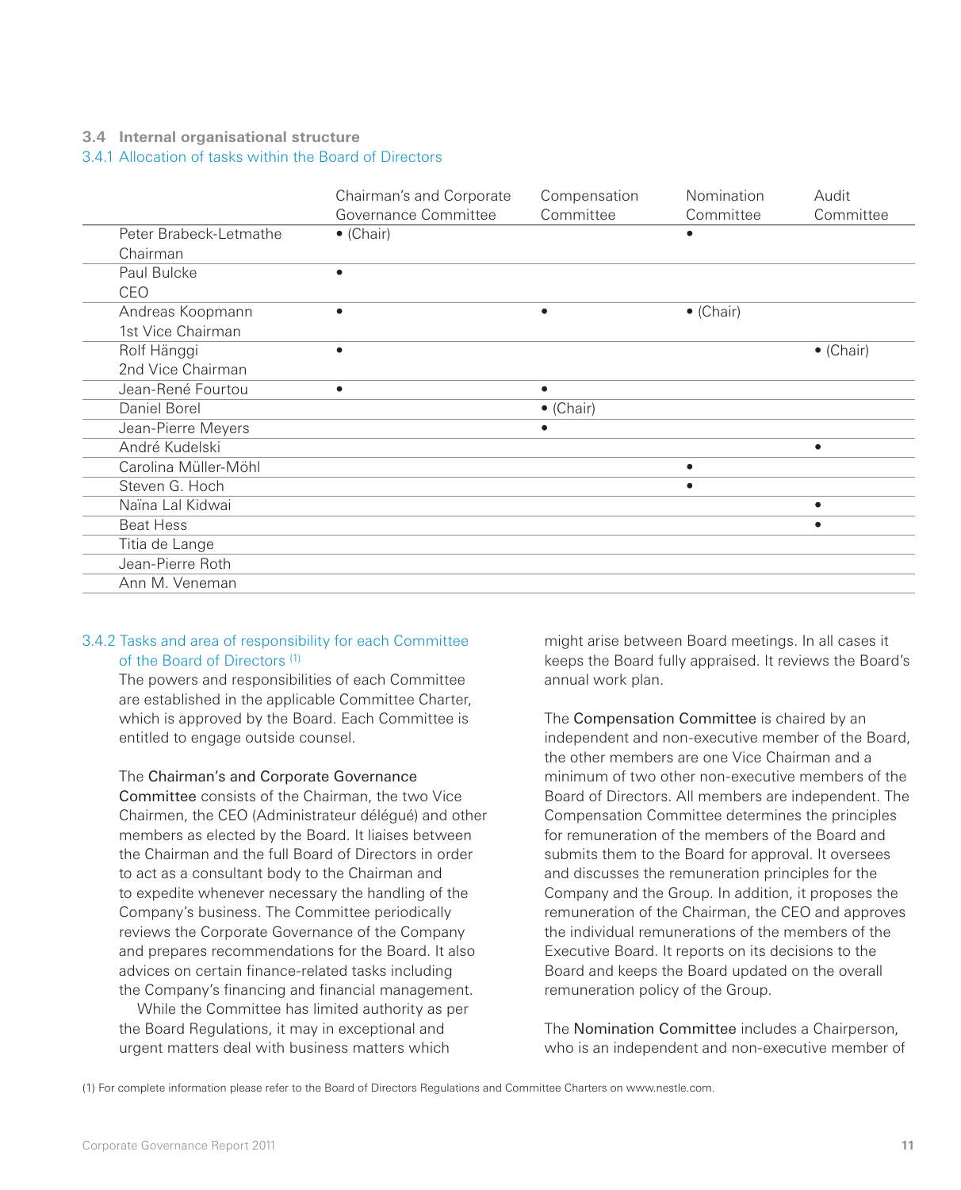## 3.4 Internal organisational structure

### 3.4.1 Allocation of tasks within the Board of Directors

| | Chairman's and Corporate Governance Committee | Compensation Committee | Nomination Committee | Audit Committee |
|---|---|---|---|---|
| Peter Brabeck-Letmathe<br>Chairman | • (Chair) | | • | |
| Paul Bulcke<br>CEO | • | | | |
| Andreas Koopmann<br>1st Vice Chairman | • | • | • (Chair) | |
| Rolf Hänggi<br>2nd Vice Chairman | • | | | • (Chair) |
| Jean-René Fourtou | • | • | | |
| Daniel Borel | | • (Chair) | | |
| Jean-Pierre Meyers | | • | | |
| André Kudelski | | | | • |
| Carolina Müller-Möhl | | | • | |
| Steven G. Hoch | | | • | |
| Naïna Lal Kidwai | | | | • |
| Beat Hess | | | | • |
| Titia de Lange | | | | |
| Jean-Pierre Roth | | | | |
| Ann M. Veneman | | | | |

### 3.4.2 Tasks and area of responsibility for each Committee of the Board of Directors [(1)]

The powers and responsibilities of each Committee are established in the applicable Committee Charter, which is approved by the Board. Each Committee is entitled to engage outside counsel.

The **Chairman's and Corporate Governance Committee** consists of the Chairman, the two Vice Chairmen, the CEO (Administrateur délégué) and other members as elected by the Board. It liaises between the Chairman and the full Board of Directors in order to act as a consultant body to the Chairman and to expedite whenever necessary the handling of the Company's business. The Committee periodically reviews the Corporate Governance of the Company and prepares recommendations for the Board. It also advices on certain finance-related tasks including the Company's financing and financial management.

While the Committee has limited authority as per the Board Regulations, it may in exceptional and urgent matters deal with business matters which might arise between Board meetings. In all cases it keeps the Board fully appraised. It reviews the Board's annual work plan.

The **Compensation Committee** is chaired by an independent and non-executive member of the Board, the other members are one Vice Chairman and a minimum of two other non-executive members of the Board of Directors. All members are independent. The Compensation Committee determines the principles for remuneration of the members of the Board and submits them to the Board for approval. It oversees and discusses the remuneration principles for the Company and the Group. In addition, it proposes the remuneration of the Chairman, the CEO and approves the individual remunerations of the members of the Executive Board. It reports on its decisions to the Board and keeps the Board updated on the overall remuneration policy of the Group.

The **Nomination Committee** includes a Chairperson, who is an independent and non-executive member of

(1) For complete information please refer to the Board of Directors Regulations and Committee Charters on www.nestle.com.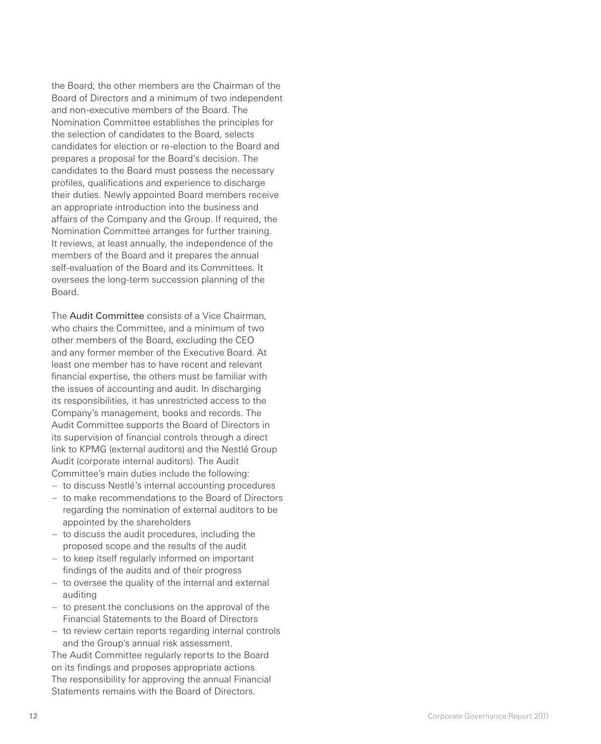the Board; the other members are the Chairman of the Board of Directors and a minimum of two independent and non-executive members of the Board. The Nomination Committee establishes the principles for the selection of candidates to the Board, selects candidates for election or re-election to the Board and prepares a proposal for the Board's decision. The candidates to the Board must possess the necessary profiles, qualifications and experience to discharge their duties. Newly appointed Board members receive an appropriate introduction into the business and affairs of the Company and the Group. If required, the Nomination Committee arranges for further training. It reviews, at least annually, the independence of the members of the Board and it prepares the annual self-evaluation of the Board and its Committees. It oversees the long-term succession planning of the Board.

The Audit Committee consists of a Vice Chairman, who chairs the Committee, and a minimum of two other members of the Board, excluding the CEO and any former member of the Executive Board. At least one member has to have recent and relevant financial expertise, the others must be familiar with the issues of accounting and audit. In discharging its responsibilities, it has unrestricted access to the Company's management, books and records. The Audit Committee supports the Board of Directors in its supervision of financial controls through a direct link to KPMG (external auditors) and the Nestlé Group Audit (corporate internal auditors). The Audit Committee's main duties include the following:

- to discuss Nestlé's internal accounting procedures
- to make recommendations to the Board of Directors regarding the nomination of external auditors to be appointed by the shareholders
- to discuss the audit procedures, including the proposed scope and the results of the audit
- to keep itself regularly informed on important findings of the audits and of their progress
- to oversee the quality of the internal and external auditing
- to present the conclusions on the approval of the Financial Statements to the Board of Directors
- to review certain reports regarding internal controls and the Group's annual risk assessment.

The Audit Committee regularly reports to the Board on its findings and proposes appropriate actions. The responsibility for approving the annual Financial Statements remains with the Board of Directors.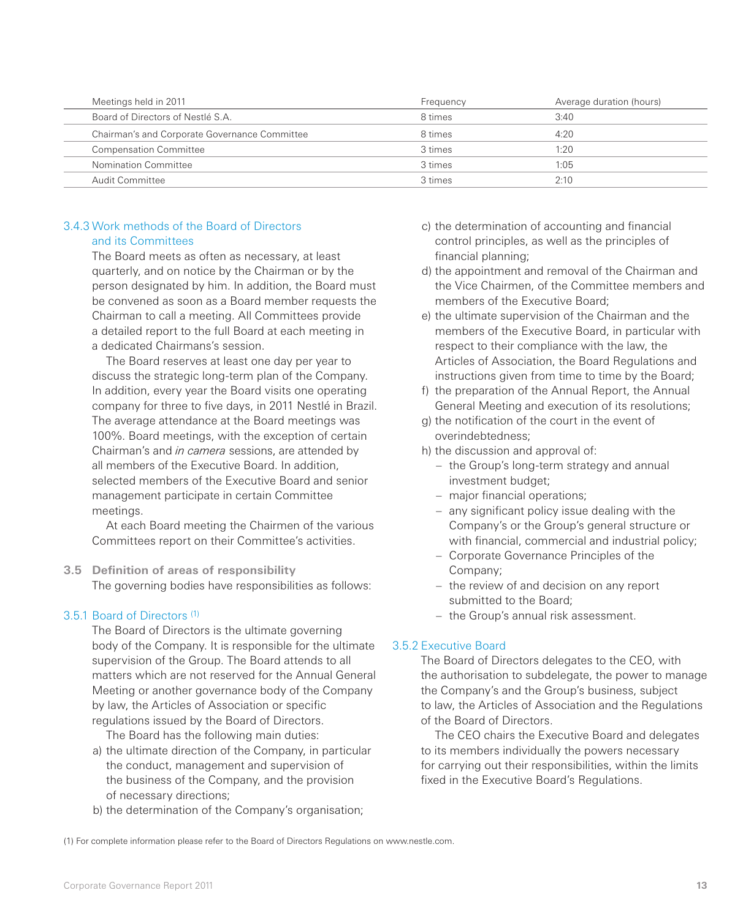| Meetings held in 2011 | Frequency | Average duration (hours) |
|---|---|---|
| Board of Directors of Nestlé S.A. | 8 times | 3:40 |
| Chairman's and Corporate Governance Committee | 8 times | 4:20 |
| Compensation Committee | 3 times | 1:20 |
| Nomination Committee | 3 times | 1:05 |
| Audit Committee | 3 times | 2:10 |

### 3.4.3 Work methods of the Board of Directors and its Committees

The Board meets as often as necessary, at least quarterly, and on notice by the Chairman or by the person designated by him. In addition, the Board must be convened as soon as a Board member requests the Chairman to call a meeting. All Committees provide a detailed report to the full Board at each meeting in a dedicated Chairmans's session.

The Board reserves at least one day per year to discuss the strategic long-term plan of the Company. In addition, every year the Board visits one operating company for three to five days, in 2011 Nestlé in Brazil. The average attendance at the Board meetings was 100%. Board meetings, with the exception of certain Chairman's and *in camera* sessions, are attended by all members of the Executive Board. In addition, selected members of the Executive Board and senior management participate in certain Committee meetings.

At each Board meeting the Chairmen of the various Committees report on their Committee's activities.

## 3.5 Definition of areas of responsibility

The governing bodies have responsibilities as follows:

### 3.5.1 Board of Directors [1]

The Board of Directors is the ultimate governing body of the Company. It is responsible for the ultimate supervision of the Group. The Board attends to all matters which are not reserved for the Annual General Meeting or another governance body of the Company by law, the Articles of Association or specific regulations issued by the Board of Directors.

The Board has the following main duties:

a) the ultimate direction of the Company, in particular the conduct, management and supervision of the business of the Company, and the provision of necessary directions;
b) the determination of the Company's organisation;
c) the determination of accounting and financial control principles, as well as the principles of financial planning;
d) the appointment and removal of the Chairman and the Vice Chairmen, of the Committee members and members of the Executive Board;
e) the ultimate supervision of the Chairman and the members of the Executive Board, in particular with respect to their compliance with the law, the Articles of Association, the Board Regulations and instructions given from time to time by the Board;
f) the preparation of the Annual Report, the Annual General Meeting and execution of its resolutions;
g) the notification of the court in the event of overindebtedness;
h) the discussion and approval of:
   - the Group's long-term strategy and annual investment budget;
   - major financial operations;
   - any significant policy issue dealing with the Company's or the Group's general structure or with financial, commercial and industrial policy;
   - Corporate Governance Principles of the Company;
   - the review of and decision on any report submitted to the Board;
   - the Group's annual risk assessment.

### 3.5.2 Executive Board

The Board of Directors delegates to the CEO, with the authorisation to subdelegate, the power to manage the Company's and the Group's business, subject to law, the Articles of Association and the Regulations of the Board of Directors.

The CEO chairs the Executive Board and delegates to its members individually the powers necessary for carrying out their responsibilities, within the limits fixed in the Executive Board's Regulations.

(1) For complete information please refer to the Board of Directors Regulations on www.nestle.com.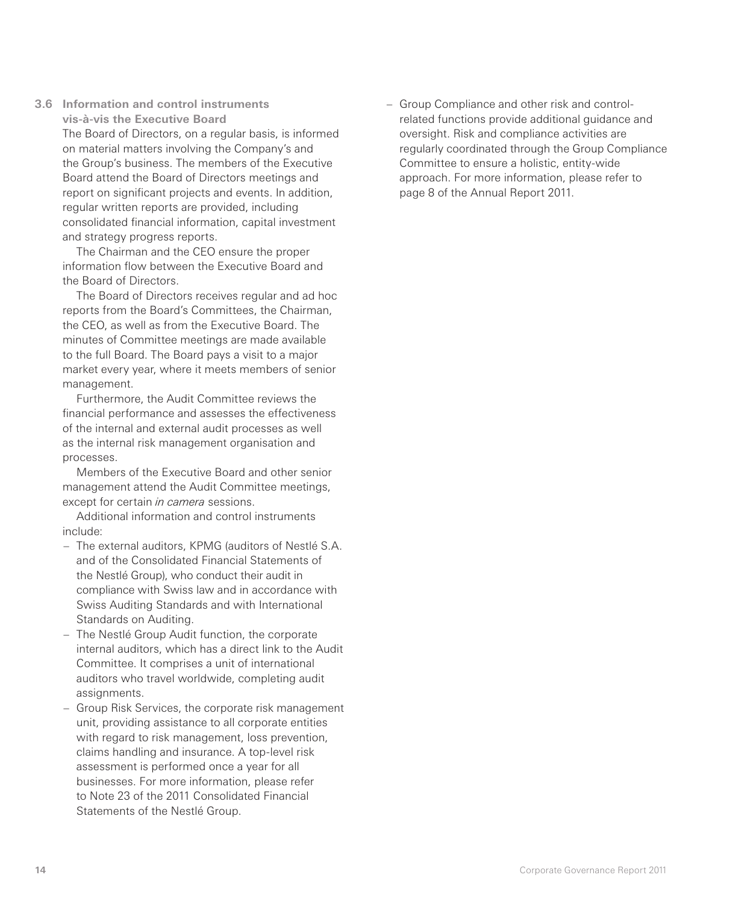### 3.6 Information and control instruments vis-à-vis the Executive Board

The Board of Directors, on a regular basis, is informed on material matters involving the Company's and the Group's business. The members of the Executive Board attend the Board of Directors meetings and report on significant projects and events. In addition, regular written reports are provided, including consolidated financial information, capital investment and strategy progress reports.

The Chairman and the CEO ensure the proper information flow between the Executive Board and the Board of Directors.

The Board of Directors receives regular and ad hoc reports from the Board's Committees, the Chairman, the CEO, as well as from the Executive Board. The minutes of Committee meetings are made available to the full Board. The Board pays a visit to a major market every year, where it meets members of senior management.

Furthermore, the Audit Committee reviews the financial performance and assesses the effectiveness of the internal and external audit processes as well as the internal risk management organisation and processes.

Members of the Executive Board and other senior management attend the Audit Committee meetings, except for certain *in camera* sessions.

Additional information and control instruments include:

- The external auditors, KPMG (auditors of Nestlé S.A. and of the Consolidated Financial Statements of the Nestlé Group), who conduct their audit in compliance with Swiss law and in accordance with Swiss Auditing Standards and with International Standards on Auditing.
- The Nestlé Group Audit function, the corporate internal auditors, which has a direct link to the Audit Committee. It comprises a unit of international auditors who travel worldwide, completing audit assignments.
- Group Risk Services, the corporate risk management unit, providing assistance to all corporate entities with regard to risk management, loss prevention, claims handling and insurance. A top-level risk assessment is performed once a year for all businesses. For more information, please refer to Note 23 of the 2011 Consolidated Financial Statements of the Nestlé Group.
- Group Compliance and other risk and control-related functions provide additional guidance and oversight. Risk and compliance activities are regularly coordinated through the Group Compliance Committee to ensure a holistic, entity-wide approach. For more information, please refer to page 8 of the Annual Report 2011.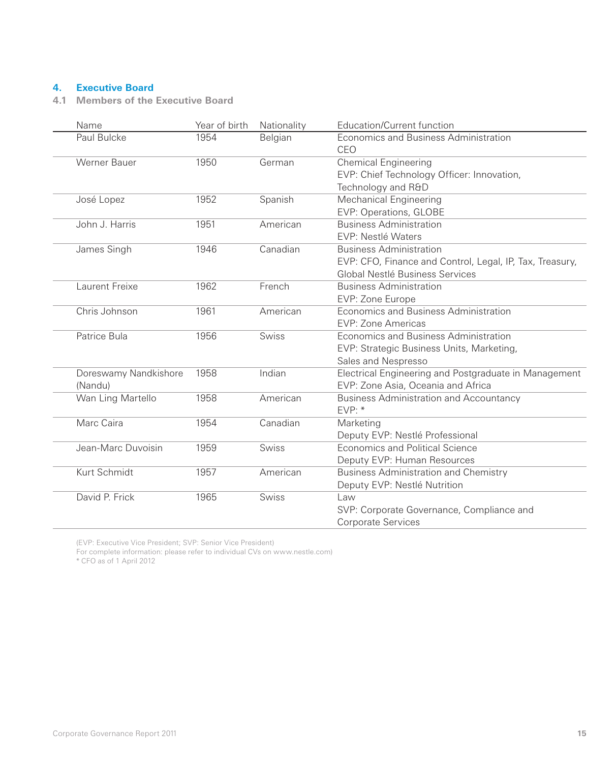## 4. Executive Board

### 4.1 Members of the Executive Board

| Name | Year of birth | Nationality | Education/Current function |
|---|---|---|---|
| Paul Bulcke | 1954 | Belgian | Economics and Business Administration<br>CEO |
| Werner Bauer | 1950 | German | Chemical Engineering<br>EVP: Chief Technology Officer: Innovation, Technology and R&D |
| José Lopez | 1952 | Spanish | Mechanical Engineering<br>EVP: Operations, GLOBE |
| John J. Harris | 1951 | American | Business Administration<br>EVP: Nestlé Waters |
| James Singh | 1946 | Canadian | Business Administration<br>EVP: CFO, Finance and Control, Legal, IP, Tax, Treasury, Global Nestlé Business Services |
| Laurent Freixe | 1962 | French | Business Administration<br>EVP: Zone Europe |
| Chris Johnson | 1961 | American | Economics and Business Administration<br>EVP: Zone Americas |
| Patrice Bula | 1956 | Swiss | Economics and Business Administration<br>EVP: Strategic Business Units, Marketing, Sales and Nespresso |
| Doreswamy Nandkishore (Nandu) | 1958 | Indian | Electrical Engineering and Postgraduate in Management<br>EVP: Zone Asia, Oceania and Africa |
| Wan Ling Martello | 1958 | American | Business Administration and Accountancy<br>EVP: * |
| Marc Caira | 1954 | Canadian | Marketing<br>Deputy EVP: Nestlé Professional |
| Jean-Marc Duvoisin | 1959 | Swiss | Economics and Political Science<br>Deputy EVP: Human Resources |
| Kurt Schmidt | 1957 | American | Business Administration and Chemistry<br>Deputy EVP: Nestlé Nutrition |
| David P. Frick | 1965 | Swiss | Law<br>SVP: Corporate Governance, Compliance and Corporate Services |

(EVP: Executive Vice President; SVP: Senior Vice President)
For complete information: please refer to individual CVs on www.nestle.com)
* CFO as of 1 April 2012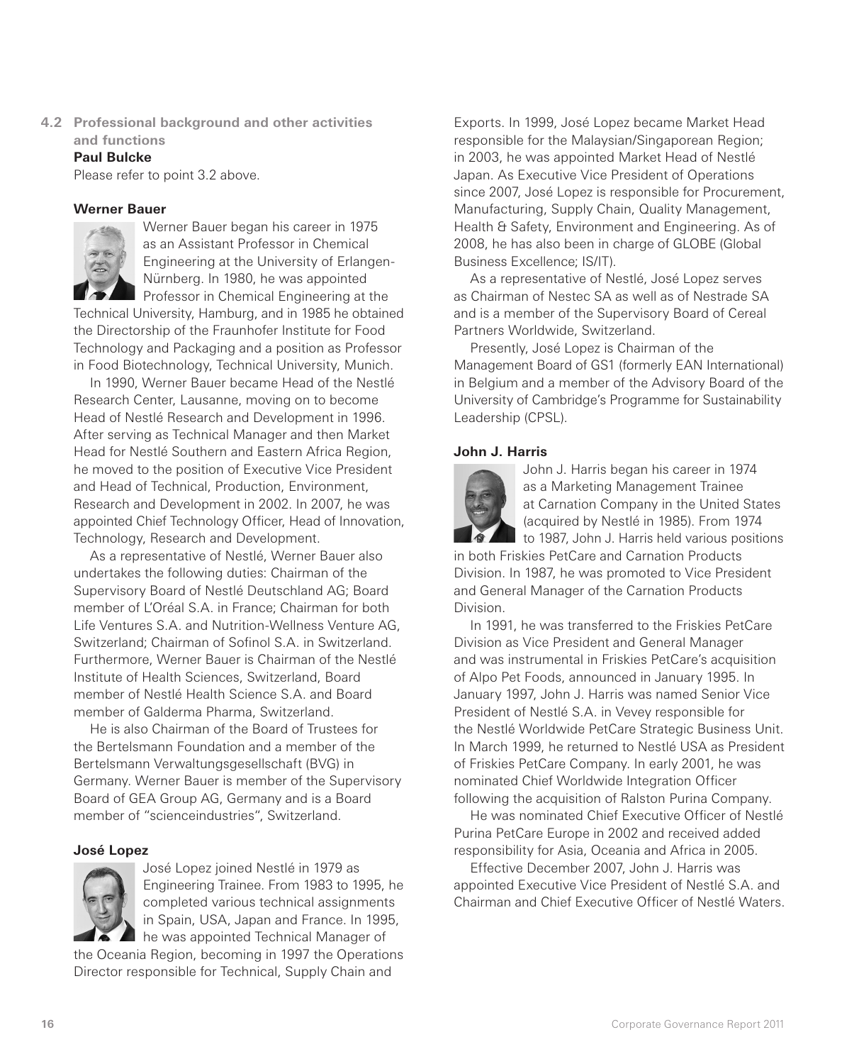## 4.2 Professional background and other activities and functions

**Paul Bulcke**

Please refer to point 3.2 above.

**Werner Bauer**

Werner Bauer began his career in 1975 as an Assistant Professor in Chemical Engineering at the University of Erlangen-Nürnberg. In 1980, he was appointed Professor in Chemical Engineering at the Technical University, Hamburg, and in 1985 he obtained the Directorship of the Fraunhofer Institute for Food Technology and Packaging and a position as Professor in Food Biotechnology, Technical University, Munich.

In 1990, Werner Bauer became Head of the Nestlé Research Center, Lausanne, moving on to become Head of Nestlé Research and Development in 1996. After serving as Technical Manager and then Market Head for Nestlé Southern and Eastern Africa Region, he moved to the position of Executive Vice President and Head of Technical, Production, Environment, Research and Development in 2002. In 2007, he was appointed Chief Technology Officer, Head of Innovation, Technology, Research and Development.

As a representative of Nestlé, Werner Bauer also undertakes the following duties: Chairman of the Supervisory Board of Nestlé Deutschland AG; Board member of L'Oréal S.A. in France; Chairman for both Life Ventures S.A. and Nutrition-Wellness Venture AG, Switzerland; Chairman of Sofinol S.A. in Switzerland. Furthermore, Werner Bauer is Chairman of the Nestlé Institute of Health Sciences, Switzerland, Board member of Nestlé Health Science S.A. and Board member of Galderma Pharma, Switzerland.

He is also Chairman of the Board of Trustees for the Bertelsmann Foundation and a member of the Bertelsmann Verwaltungsgesellschaft (BVG) in Germany. Werner Bauer is member of the Supervisory Board of GEA Group AG, Germany and is a Board member of "scienceindustries", Switzerland.

**José Lopez**

José Lopez joined Nestlé in 1979 as Engineering Trainee. From 1983 to 1995, he completed various technical assignments in Spain, USA, Japan and France. In 1995, he was appointed Technical Manager of the Oceania Region, becoming in 1997 the Operations Director responsible for Technical, Supply Chain and Exports. In 1999, José Lopez became Market Head responsible for the Malaysian/Singaporean Region; in 2003, he was appointed Market Head of Nestlé Japan. As Executive Vice President of Operations since 2007, José Lopez is responsible for Procurement, Manufacturing, Supply Chain, Quality Management, Health & Safety, Environment and Engineering. As of 2008, he has also been in charge of GLOBE (Global Business Excellence; IS/IT).

As a representative of Nestlé, José Lopez serves as Chairman of Nestec SA as well as of Nestrade SA and is a member of the Supervisory Board of Cereal Partners Worldwide, Switzerland.

Presently, José Lopez is Chairman of the Management Board of GS1 (formerly EAN International) in Belgium and a member of the Advisory Board of the University of Cambridge's Programme for Sustainability Leadership (CPSL).

**John J. Harris**

John J. Harris began his career in 1974 as a Marketing Management Trainee at Carnation Company in the United States (acquired by Nestlé in 1985). From 1974 to 1987, John J. Harris held various positions in both Friskies PetCare and Carnation Products Division. In 1987, he was promoted to Vice President and General Manager of the Carnation Products Division.

In 1991, he was transferred to the Friskies PetCare Division as Vice President and General Manager and was instrumental in Friskies PetCare's acquisition of Alpo Pet Foods, announced in January 1995. In January 1997, John J. Harris was named Senior Vice President of Nestlé S.A. in Vevey responsible for the Nestlé Worldwide PetCare Strategic Business Unit. In March 1999, he returned to Nestlé USA as President of Friskies PetCare Company. In early 2001, he was nominated Chief Worldwide Integration Officer following the acquisition of Ralston Purina Company.

He was nominated Chief Executive Officer of Nestlé Purina PetCare Europe in 2002 and received added responsibility for Asia, Oceania and Africa in 2005.

Effective December 2007, John J. Harris was appointed Executive Vice President of Nestlé S.A. and Chairman and Chief Executive Officer of Nestlé Waters.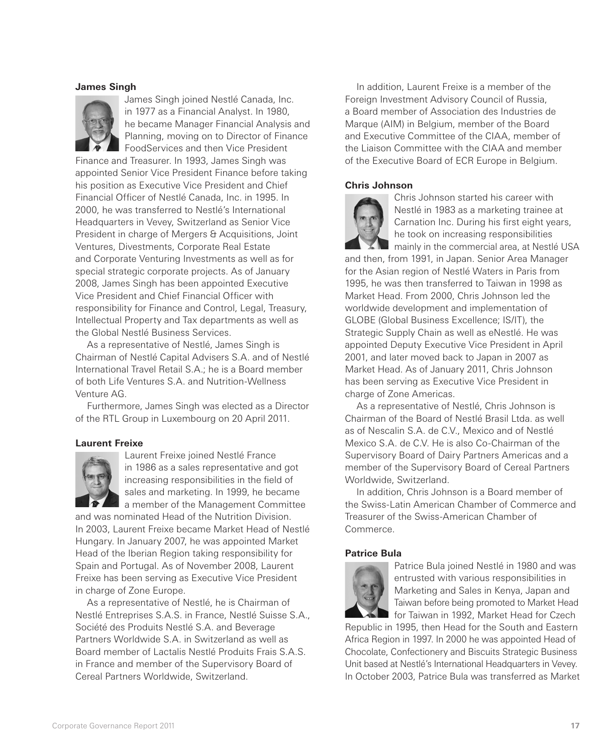**James Singh**

James Singh joined Nestlé Canada, Inc. in 1977 as a Financial Analyst. In 1980, he became Manager Financial Analysis and Planning, moving on to Director of Finance FoodServices and then Vice President Finance and Treasurer. In 1993, James Singh was appointed Senior Vice President Finance before taking his position as Executive Vice President and Chief Financial Officer of Nestlé Canada, Inc. in 1995. In 2000, he was transferred to Nestlé's International Headquarters in Vevey, Switzerland as Senior Vice President in charge of Mergers & Acquisitions, Joint Ventures, Divestments, Corporate Real Estate and Corporate Venturing Investments as well as for special strategic corporate projects. As of January 2008, James Singh has been appointed Executive Vice President and Chief Financial Officer with responsibility for Finance and Control, Legal, Treasury, Intellectual Property and Tax departments as well as the Global Nestlé Business Services.

As a representative of Nestlé, James Singh is Chairman of Nestlé Capital Advisers S.A. and of Nestlé International Travel Retail S.A.; he is a Board member of both Life Ventures S.A. and Nutrition-Wellness Venture AG.

Furthermore, James Singh was elected as a Director of the RTL Group in Luxembourg on 20 April 2011.

**Laurent Freixe**

Laurent Freixe joined Nestlé France in 1986 as a sales representative and got increasing responsibilities in the field of sales and marketing. In 1999, he became a member of the Management Committee and was nominated Head of the Nutrition Division. In 2003, Laurent Freixe became Market Head of Nestlé Hungary. In January 2007, he was appointed Market Head of the Iberian Region taking responsibility for Spain and Portugal. As of November 2008, Laurent Freixe has been serving as Executive Vice President in charge of Zone Europe.

As a representative of Nestlé, he is Chairman of Nestlé Entreprises S.A.S. in France, Nestlé Suisse S.A., Société des Produits Nestlé S.A. and Beverage Partners Worldwide S.A. in Switzerland as well as Board member of Lactalis Nestlé Produits Frais S.A.S. in France and member of the Supervisory Board of Cereal Partners Worldwide, Switzerland.

In addition, Laurent Freixe is a member of the Foreign Investment Advisory Council of Russia, a Board member of Association des Industries de Marque (AIM) in Belgium, member of the Board and Executive Committee of the CIAA, member of the Liaison Committee with the CIAA and member of the Executive Board of ECR Europe in Belgium.

**Chris Johnson**

Chris Johnson started his career with Nestlé in 1983 as a marketing trainee at Carnation Inc. During his first eight years, he took on increasing responsibilities mainly in the commercial area, at Nestlé USA and then, from 1991, in Japan. Senior Area Manager for the Asian region of Nestlé Waters in Paris from 1995, he was then transferred to Taiwan in 1998 as Market Head. From 2000, Chris Johnson led the worldwide development and implementation of GLOBE (Global Business Excellence; IS/IT), the Strategic Supply Chain as well as eNestlé. He was appointed Deputy Executive Vice President in April 2001, and later moved back to Japan in 2007 as Market Head. As of January 2011, Chris Johnson has been serving as Executive Vice President in charge of Zone Americas.

As a representative of Nestlé, Chris Johnson is Chairman of the Board of Nestlé Brasil Ltda. as well as of Nescalin S.A. de C.V., Mexico and of Nestlé Mexico S.A. de C.V. He is also Co-Chairman of the Supervisory Board of Dairy Partners Americas and a member of the Supervisory Board of Cereal Partners Worldwide, Switzerland.

In addition, Chris Johnson is a Board member of the Swiss-Latin American Chamber of Commerce and Treasurer of the Swiss-American Chamber of Commerce.

**Patrice Bula**

Patrice Bula joined Nestlé in 1980 and was entrusted with various responsibilities in Marketing and Sales in Kenya, Japan and Taiwan before being promoted to Market Head for Taiwan in 1992, Market Head for Czech Republic in 1995, then Head for the South and Eastern Africa Region in 1997. In 2000 he was appointed Head of Chocolate, Confectionery and Biscuits Strategic Business Unit based at Nestlé's International Headquarters in Vevey. In October 2003, Patrice Bula was transferred as Market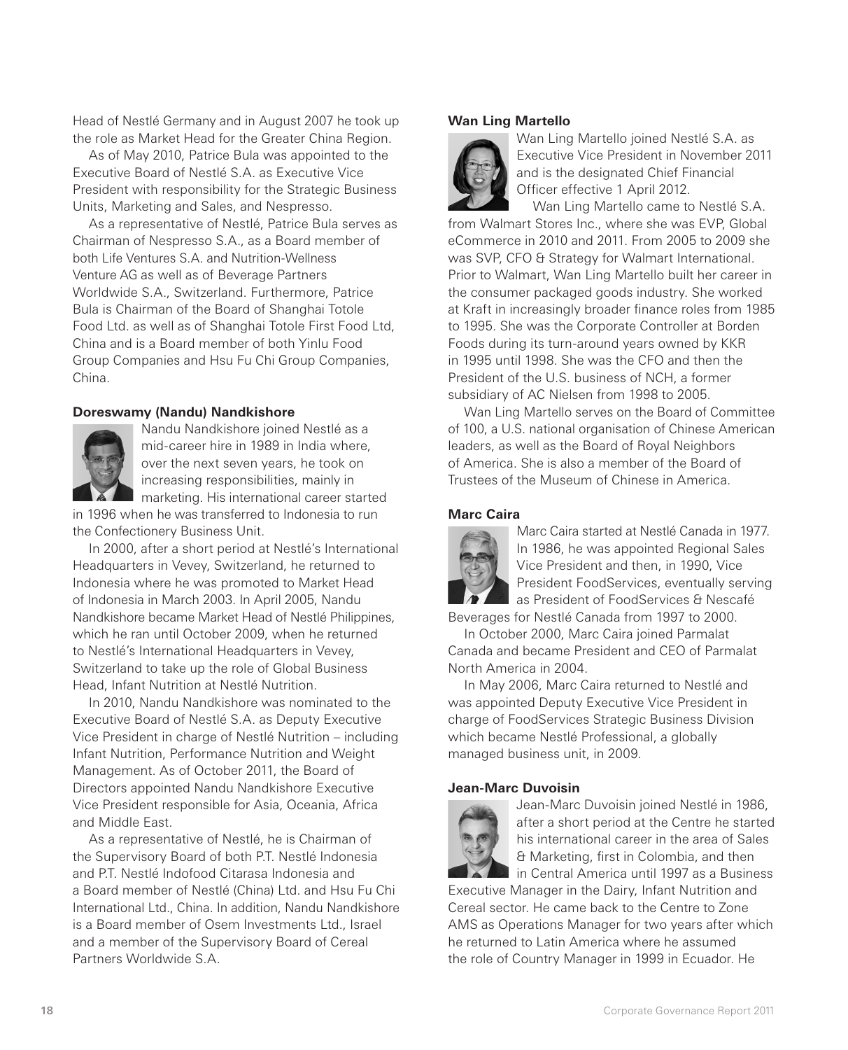Head of Nestlé Germany and in August 2007 he took up the role as Market Head for the Greater China Region.

As of May 2010, Patrice Bula was appointed to the Executive Board of Nestlé S.A. as Executive Vice President with responsibility for the Strategic Business Units, Marketing and Sales, and Nespresso.

As a representative of Nestlé, Patrice Bula serves as Chairman of Nespresso S.A., as a Board member of both Life Ventures S.A. and Nutrition-Wellness Venture AG as well as of Beverage Partners Worldwide S.A., Switzerland. Furthermore, Patrice Bula is Chairman of the Board of Shanghai Totole Food Ltd. as well as of Shanghai Totole First Food Ltd, China and is a Board member of both Yinlu Food Group Companies and Hsu Fu Chi Group Companies, China.

**Doreswamy (Nandu) Nandkishore**

Nandu Nandkishore joined Nestlé as a mid-career hire in 1989 in India where, over the next seven years, he took on increasing responsibilities, mainly in marketing. His international career started in 1996 when he was transferred to Indonesia to run the Confectionery Business Unit.

In 2000, after a short period at Nestlé's International Headquarters in Vevey, Switzerland, he returned to Indonesia where he was promoted to Market Head of Indonesia in March 2003. In April 2005, Nandu Nandkishore became Market Head of Nestlé Philippines, which he ran until October 2009, when he returned to Nestlé's International Headquarters in Vevey, Switzerland to take up the role of Global Business Head, Infant Nutrition at Nestlé Nutrition.

In 2010, Nandu Nandkishore was nominated to the Executive Board of Nestlé S.A. as Deputy Executive Vice President in charge of Nestlé Nutrition – including Infant Nutrition, Performance Nutrition and Weight Management. As of October 2011, the Board of Directors appointed Nandu Nandkishore Executive Vice President responsible for Asia, Oceania, Africa and Middle East.

As a representative of Nestlé, he is Chairman of the Supervisory Board of both P.T. Nestlé Indonesia and P.T. Nestlé Indofood Citarasa Indonesia and a Board member of Nestlé (China) Ltd. and Hsu Fu Chi International Ltd., China. In addition, Nandu Nandkishore is a Board member of Osem Investments Ltd., Israel and a member of the Supervisory Board of Cereal Partners Worldwide S.A.

**Wan Ling Martello**

Wan Ling Martello joined Nestlé S.A. as Executive Vice President in November 2011 and is the designated Chief Financial Officer effective 1 April 2012.

Wan Ling Martello came to Nestlé S.A. from Walmart Stores Inc., where she was EVP, Global eCommerce in 2010 and 2011. From 2005 to 2009 she was SVP, CFO & Strategy for Walmart International. Prior to Walmart, Wan Ling Martello built her career in the consumer packaged goods industry. She worked at Kraft in increasingly broader finance roles from 1985 to 1995. She was the Corporate Controller at Borden Foods during its turn-around years owned by KKR in 1995 until 1998. She was the CFO and then the President of the U.S. business of NCH, a former subsidiary of AC Nielsen from 1998 to 2005.

Wan Ling Martello serves on the Board of Committee of 100, a U.S. national organisation of Chinese American leaders, as well as the Board of Royal Neighbors of America. She is also a member of the Board of Trustees of the Museum of Chinese in America.

**Marc Caira**

Marc Caira started at Nestlé Canada in 1977. In 1986, he was appointed Regional Sales Vice President and then, in 1990, Vice President FoodServices, eventually serving as President of FoodServices & Nescafé Beverages for Nestlé Canada from 1997 to 2000.

In October 2000, Marc Caira joined Parmalat Canada and became President and CEO of Parmalat North America in 2004.

In May 2006, Marc Caira returned to Nestlé and was appointed Deputy Executive Vice President in charge of FoodServices Strategic Business Division which became Nestlé Professional, a globally managed business unit, in 2009.

**Jean-Marc Duvoisin**

Jean-Marc Duvoisin joined Nestlé in 1986, after a short period at the Centre he started his international career in the area of Sales & Marketing, first in Colombia, and then in Central America until 1997 as a Business Executive Manager in the Dairy, Infant Nutrition and Cereal sector. He came back to the Centre to Zone AMS as Operations Manager for two years after which he returned to Latin America where he assumed the role of Country Manager in 1999 in Ecuador. He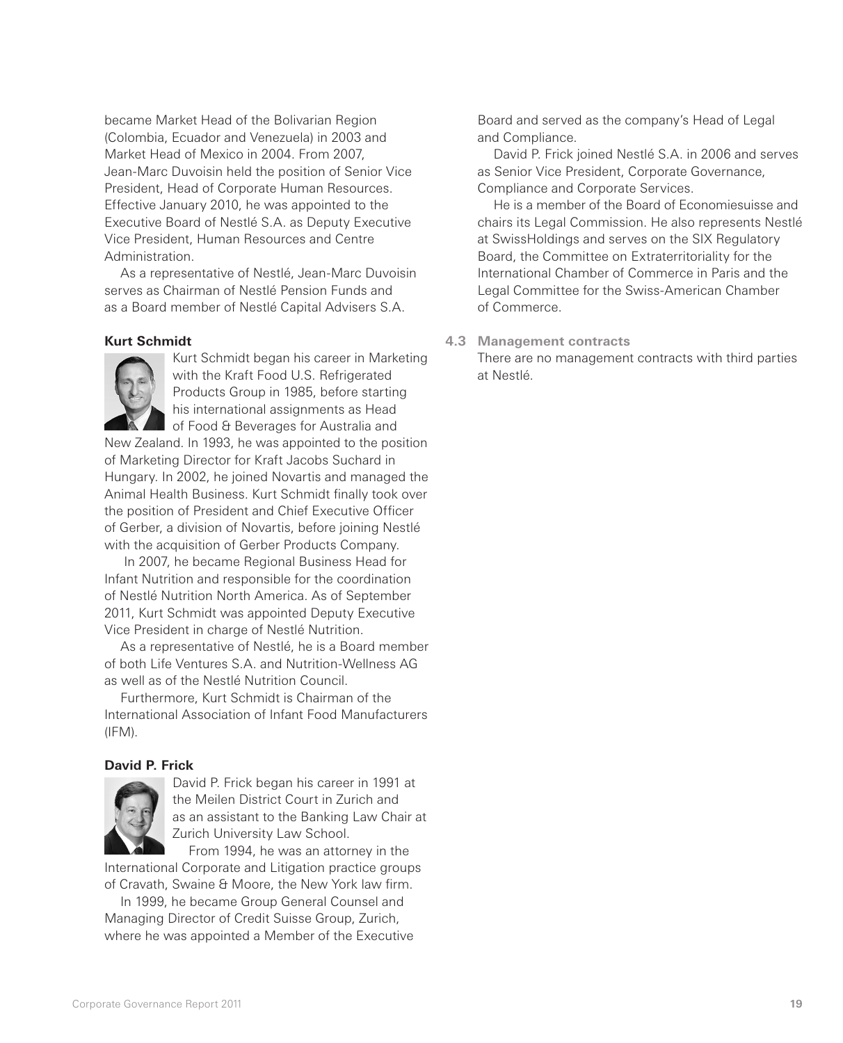became Market Head of the Bolivarian Region (Colombia, Ecuador and Venezuela) in 2003 and Market Head of Mexico in 2004. From 2007, Jean-Marc Duvoisin held the position of Senior Vice President, Head of Corporate Human Resources. Effective January 2010, he was appointed to the Executive Board of Nestlé S.A. as Deputy Executive Vice President, Human Resources and Centre Administration.

As a representative of Nestlé, Jean-Marc Duvoisin serves as Chairman of Nestlé Pension Funds and as a Board member of Nestlé Capital Advisers S.A.

**Kurt Schmidt**

Kurt Schmidt began his career in Marketing with the Kraft Food U.S. Refrigerated Products Group in 1985, before starting his international assignments as Head of Food & Beverages for Australia and New Zealand. In 1993, he was appointed to the position of Marketing Director for Kraft Jacobs Suchard in Hungary. In 2002, he joined Novartis and managed the Animal Health Business. Kurt Schmidt finally took over the position of President and Chief Executive Officer of Gerber, a division of Novartis, before joining Nestlé with the acquisition of Gerber Products Company.

In 2007, he became Regional Business Head for Infant Nutrition and responsible for the coordination of Nestlé Nutrition North America. As of September 2011, Kurt Schmidt was appointed Deputy Executive Vice President in charge of Nestlé Nutrition.

As a representative of Nestlé, he is a Board member of both Life Ventures S.A. and Nutrition-Wellness AG as well as of the Nestlé Nutrition Council.

Furthermore, Kurt Schmidt is Chairman of the International Association of Infant Food Manufacturers (IFM).

**David P. Frick**

David P. Frick began his career in 1991 at the Meilen District Court in Zurich and as an assistant to the Banking Law Chair at Zurich University Law School.

From 1994, he was an attorney in the International Corporate and Litigation practice groups of Cravath, Swaine & Moore, the New York law firm.

In 1999, he became Group General Counsel and Managing Director of Credit Suisse Group, Zurich, where he was appointed a Member of the Executive Board and served as the company's Head of Legal and Compliance.

David P. Frick joined Nestlé S.A. in 2006 and serves as Senior Vice President, Corporate Governance, Compliance and Corporate Services.

He is a member of the Board of Economiesuisse and chairs its Legal Commission. He also represents Nestlé at SwissHoldings and serves on the SIX Regulatory Board, the Committee on Extraterritoriality for the International Chamber of Commerce in Paris and the Legal Committee for the Swiss-American Chamber of Commerce.

### 4.3 Management contracts

There are no management contracts with third parties at Nestlé.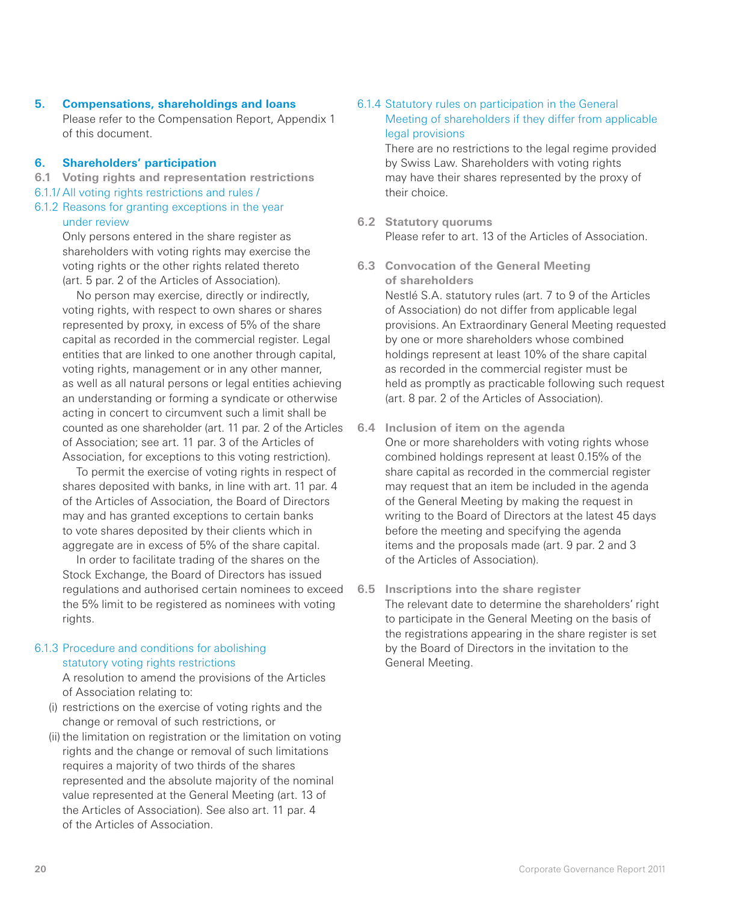## 5. Compensations, shareholdings and loans

Please refer to the Compensation Report, Appendix 1 of this document.

## 6. Shareholders' participation

### 6.1 Voting rights and representation restrictions

#### 6.1.1/ All voting rights restrictions and rules / 6.1.2 Reasons for granting exceptions in the year under review

Only persons entered in the share register as shareholders with voting rights may exercise the voting rights or the other rights related thereto (art. 5 par. 2 of the Articles of Association).

No person may exercise, directly or indirectly, voting rights, with respect to own shares or shares represented by proxy, in excess of 5% of the share capital as recorded in the commercial register. Legal entities that are linked to one another through capital, voting rights, management or in any other manner, as well as all natural persons or legal entities achieving an understanding or forming a syndicate or otherwise acting in concert to circumvent such a limit shall be counted as one shareholder (art. 11 par. 2 of the Articles of Association; see art. 11 par. 3 of the Articles of Association, for exceptions to this voting restriction).

To permit the exercise of voting rights in respect of shares deposited with banks, in line with art. 11 par. 4 of the Articles of Association, the Board of Directors may and has granted exceptions to certain banks to vote shares deposited by their clients which in aggregate are in excess of 5% of the share capital.

In order to facilitate trading of the shares on the Stock Exchange, the Board of Directors has issued regulations and authorised certain nominees to exceed the 5% limit to be registered as nominees with voting rights.

#### 6.1.3 Procedure and conditions for abolishing statutory voting rights restrictions

A resolution to amend the provisions of the Articles of Association relating to:

(i) restrictions on the exercise of voting rights and the change or removal of such restrictions, or

(ii) the limitation on registration or the limitation on voting rights and the change or removal of such limitations requires a majority of two thirds of the shares represented and the absolute majority of the nominal value represented at the General Meeting (art. 13 of the Articles of Association). See also art. 11 par. 4 of the Articles of Association.

#### 6.1.4 Statutory rules on participation in the General Meeting of shareholders if they differ from applicable legal provisions

There are no restrictions to the legal regime provided by Swiss Law. Shareholders with voting rights may have their shares represented by the proxy of their choice.

### 6.2 Statutory quorums

Please refer to art. 13 of the Articles of Association.

### 6.3 Convocation of the General Meeting of shareholders

Nestlé S.A. statutory rules (art. 7 to 9 of the Articles of Association) do not differ from applicable legal provisions. An Extraordinary General Meeting requested by one or more shareholders whose combined holdings represent at least 10% of the share capital as recorded in the commercial register must be held as promptly as practicable following such request (art. 8 par. 2 of the Articles of Association).

### 6.4 Inclusion of item on the agenda

One or more shareholders with voting rights whose combined holdings represent at least 0.15% of the share capital as recorded in the commercial register may request that an item be included in the agenda of the General Meeting by making the request in writing to the Board of Directors at the latest 45 days before the meeting and specifying the agenda items and the proposals made (art. 9 par. 2 and 3 of the Articles of Association).

### 6.5 Inscriptions into the share register

The relevant date to determine the shareholders' right to participate in the General Meeting on the basis of the registrations appearing in the share register is set by the Board of Directors in the invitation to the General Meeting.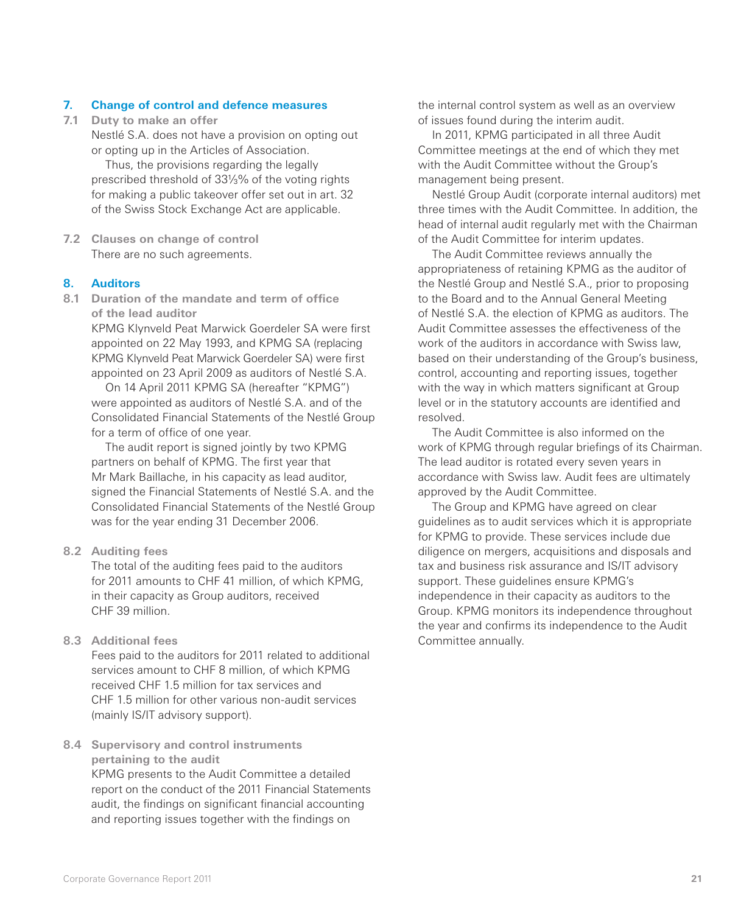## 7. Change of control and defence measures

### 7.1 Duty to make an offer

Nestlé S.A. does not have a provision on opting out or opting up in the Articles of Association.

Thus, the provisions regarding the legally prescribed threshold of 33⅓% of the voting rights for making a public takeover offer set out in art. 32 of the Swiss Stock Exchange Act are applicable.

### 7.2 Clauses on change of control

There are no such agreements.

## 8. Auditors

### 8.1 Duration of the mandate and term of office of the lead auditor

KPMG Klynveld Peat Marwick Goerdeler SA were first appointed on 22 May 1993, and KPMG SA (replacing KPMG Klynveld Peat Marwick Goerdeler SA) were first appointed on 23 April 2009 as auditors of Nestlé S.A.

On 14 April 2011 KPMG SA (hereafter "KPMG") were appointed as auditors of Nestlé S.A. and of the Consolidated Financial Statements of the Nestlé Group for a term of office of one year.

The audit report is signed jointly by two KPMG partners on behalf of KPMG. The first year that Mr Mark Baillache, in his capacity as lead auditor, signed the Financial Statements of Nestlé S.A. and the Consolidated Financial Statements of the Nestlé Group was for the year ending 31 December 2006.

### 8.2 Auditing fees

The total of the auditing fees paid to the auditors for 2011 amounts to CHF 41 million, of which KPMG, in their capacity as Group auditors, received CHF 39 million.

### 8.3 Additional fees

Fees paid to the auditors for 2011 related to additional services amount to CHF 8 million, of which KPMG received CHF 1.5 million for tax services and CHF 1.5 million for other various non-audit services (mainly IS/IT advisory support).

### 8.4 Supervisory and control instruments pertaining to the audit

KPMG presents to the Audit Committee a detailed report on the conduct of the 2011 Financial Statements audit, the findings on significant financial accounting and reporting issues together with the findings on the internal control system as well as an overview of issues found during the interim audit.

In 2011, KPMG participated in all three Audit Committee meetings at the end of which they met with the Audit Committee without the Group's management being present.

Nestlé Group Audit (corporate internal auditors) met three times with the Audit Committee. In addition, the head of internal audit regularly met with the Chairman of the Audit Committee for interim updates.

The Audit Committee reviews annually the appropriateness of retaining KPMG as the auditor of the Nestlé Group and Nestlé S.A., prior to proposing to the Board and to the Annual General Meeting of Nestlé S.A. the election of KPMG as auditors. The Audit Committee assesses the effectiveness of the work of the auditors in accordance with Swiss law, based on their understanding of the Group's business, control, accounting and reporting issues, together with the way in which matters significant at Group level or in the statutory accounts are identified and resolved.

The Audit Committee is also informed on the work of KPMG through regular briefings of its Chairman. The lead auditor is rotated every seven years in accordance with Swiss law. Audit fees are ultimately approved by the Audit Committee.

The Group and KPMG have agreed on clear guidelines as to audit services which it is appropriate for KPMG to provide. These services include due diligence on mergers, acquisitions and disposals and tax and business risk assurance and IS/IT advisory support. These guidelines ensure KPMG's independence in their capacity as auditors to the Group. KPMG monitors its independence throughout the year and confirms its independence to the Audit Committee annually.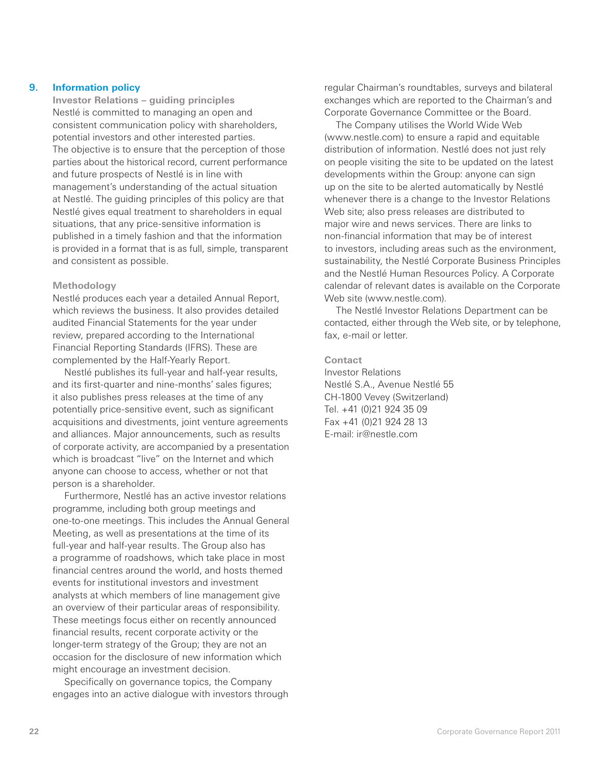## 9. Information policy

### Investor Relations – guiding principles

Nestlé is committed to managing an open and consistent communication policy with shareholders, potential investors and other interested parties. The objective is to ensure that the perception of those parties about the historical record, current performance and future prospects of Nestlé is in line with management's understanding of the actual situation at Nestlé. The guiding principles of this policy are that Nestlé gives equal treatment to shareholders in equal situations, that any price-sensitive information is published in a timely fashion and that the information is provided in a format that is as full, simple, transparent and consistent as possible.

### Methodology

Nestlé produces each year a detailed Annual Report, which reviews the business. It also provides detailed audited Financial Statements for the year under review, prepared according to the International Financial Reporting Standards (IFRS). These are complemented by the Half-Yearly Report.

Nestlé publishes its full-year and half-year results, and its first-quarter and nine-months' sales figures; it also publishes press releases at the time of any potentially price-sensitive event, such as significant acquisitions and divestments, joint venture agreements and alliances. Major announcements, such as results of corporate activity, are accompanied by a presentation which is broadcast "live" on the Internet and which anyone can choose to access, whether or not that person is a shareholder.

Furthermore, Nestlé has an active investor relations programme, including both group meetings and one-to-one meetings. This includes the Annual General Meeting, as well as presentations at the time of its full-year and half-year results. The Group also has a programme of roadshows, which take place in most financial centres around the world, and hosts themed events for institutional investors and investment analysts at which members of line management give an overview of their particular areas of responsibility. These meetings focus either on recently announced financial results, recent corporate activity or the longer-term strategy of the Group; they are not an occasion for the disclosure of new information which might encourage an investment decision.

Specifically on governance topics, the Company engages into an active dialogue with investors through regular Chairman's roundtables, surveys and bilateral exchanges which are reported to the Chairman's and Corporate Governance Committee or the Board.

The Company utilises the World Wide Web (www.nestle.com) to ensure a rapid and equitable distribution of information. Nestlé does not just rely on people visiting the site to be updated on the latest developments within the Group: anyone can sign up on the site to be alerted automatically by Nestlé whenever there is a change to the Investor Relations Web site; also press releases are distributed to major wire and news services. There are links to non-financial information that may be of interest to investors, including areas such as the environment, sustainability, the Nestlé Corporate Business Principles and the Nestlé Human Resources Policy. A Corporate calendar of relevant dates is available on the Corporate Web site (www.nestle.com).

The Nestlé Investor Relations Department can be contacted, either through the Web site, or by telephone, fax, e-mail or letter.

### Contact

Investor Relations
Nestlé S.A., Avenue Nestlé 55
CH-1800 Vevey (Switzerland)
Tel. +41 (0)21 924 35 09
Fax +41 (0)21 924 28 13
E-mail: ir@nestle.com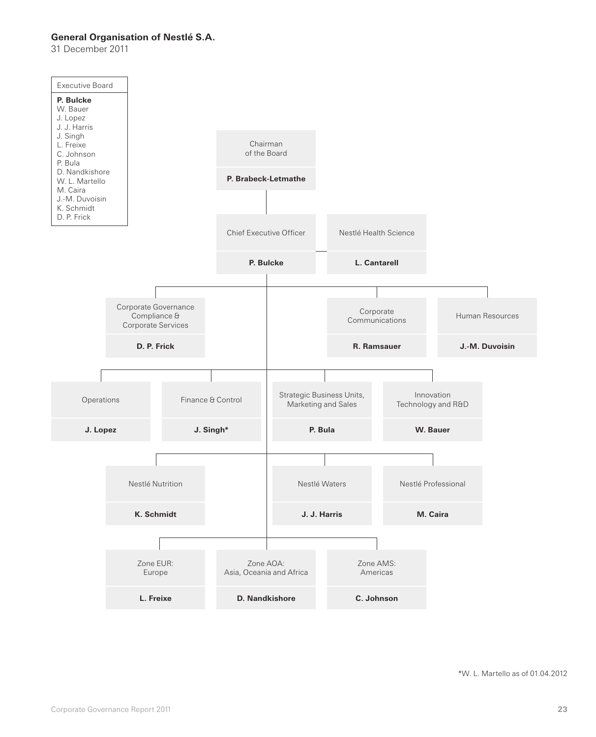## General Organisation of Nestlé S.A.

31 December 2011

**Executive Board**

- **P. Bulcke**
- W. Bauer
- J. Lopez
- J. J. Harris
- J. Singh
- L. Freixe
- C. Johnson
- P. Bula
- D. Nandkishore
- W. L. Martello
- M. Caira
- J.-M. Duvoisin
- K. Schmidt
- D. P. Frick

**Chairman of the Board**
**P. Brabeck-Letmathe**

**Chief Executive Officer**
**P. Bulcke**

**Nestlé Health Science**
**L. Cantarell**

| Function | Head |
|---|---|
| Corporate Governance Compliance & Corporate Services | **D. P. Frick** |
| Corporate Communications | **R. Ramsauer** |
| Human Resources | **J.-M. Duvoisin** |
| Operations | **J. Lopez** |
| Finance & Control | **J. Singh*** |
| Strategic Business Units, Marketing and Sales | **P. Bula** |
| Innovation Technology and R&D | **W. Bauer** |
| Nestlé Nutrition | **K. Schmidt** |
| Nestlé Waters | **J. J. Harris** |
| Nestlé Professional | **M. Caira** |
| Zone EUR: Europe | **L. Freixe** |
| Zone AOA: Asia, Oceania and Africa | **D. Nandkishore** |
| Zone AMS: Americas | **C. Johnson** |

*W. L. Martello as of 01.04.2012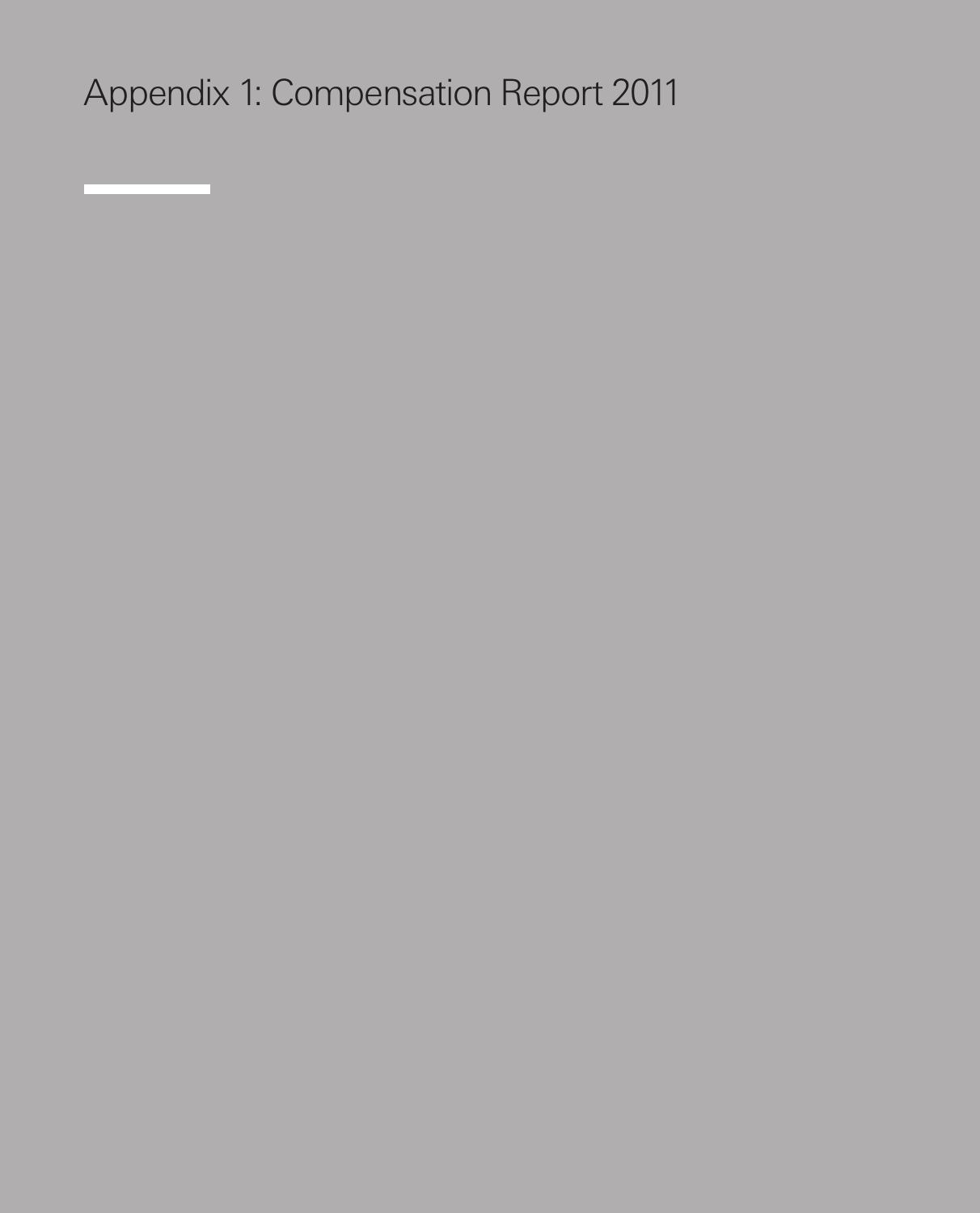# Appendix 1: Compensation Report 2011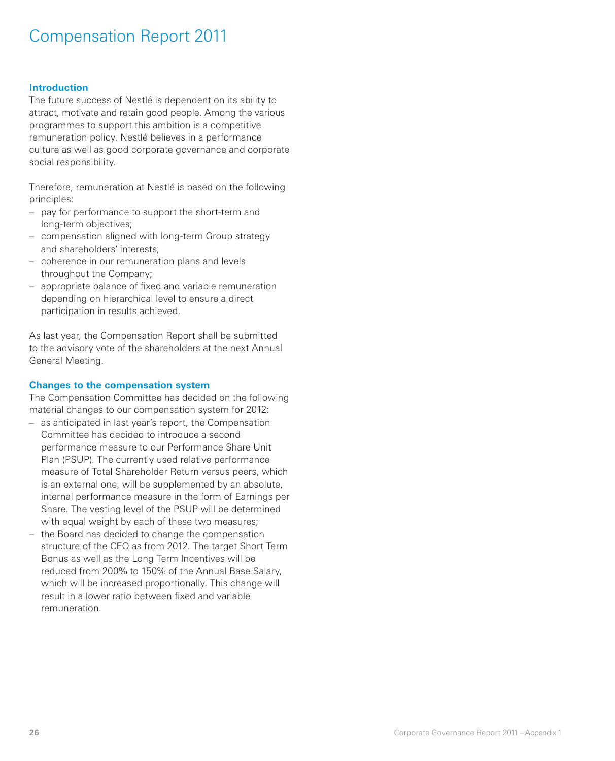# Compensation Report 2011

## Introduction

The future success of Nestlé is dependent on its ability to attract, motivate and retain good people. Among the various programmes to support this ambition is a competitive remuneration policy. Nestlé believes in a performance culture as well as good corporate governance and corporate social responsibility.

Therefore, remuneration at Nestlé is based on the following principles:

- pay for performance to support the short-term and long-term objectives;
- compensation aligned with long-term Group strategy and shareholders' interests;
- coherence in our remuneration plans and levels throughout the Company;
- appropriate balance of fixed and variable remuneration depending on hierarchical level to ensure a direct participation in results achieved.

As last year, the Compensation Report shall be submitted to the advisory vote of the shareholders at the next Annual General Meeting.

## Changes to the compensation system

The Compensation Committee has decided on the following material changes to our compensation system for 2012:

- as anticipated in last year's report, the Compensation Committee has decided to introduce a second performance measure to our Performance Share Unit Plan (PSUP). The currently used relative performance measure of Total Shareholder Return versus peers, which is an external one, will be supplemented by an absolute, internal performance measure in the form of Earnings per Share. The vesting level of the PSUP will be determined with equal weight by each of these two measures;
- the Board has decided to change the compensation structure of the CEO as from 2012. The target Short Term Bonus as well as the Long Term Incentives will be reduced from 200% to 150% of the Annual Base Salary, which will be increased proportionally. This change will result in a lower ratio between fixed and variable remuneration.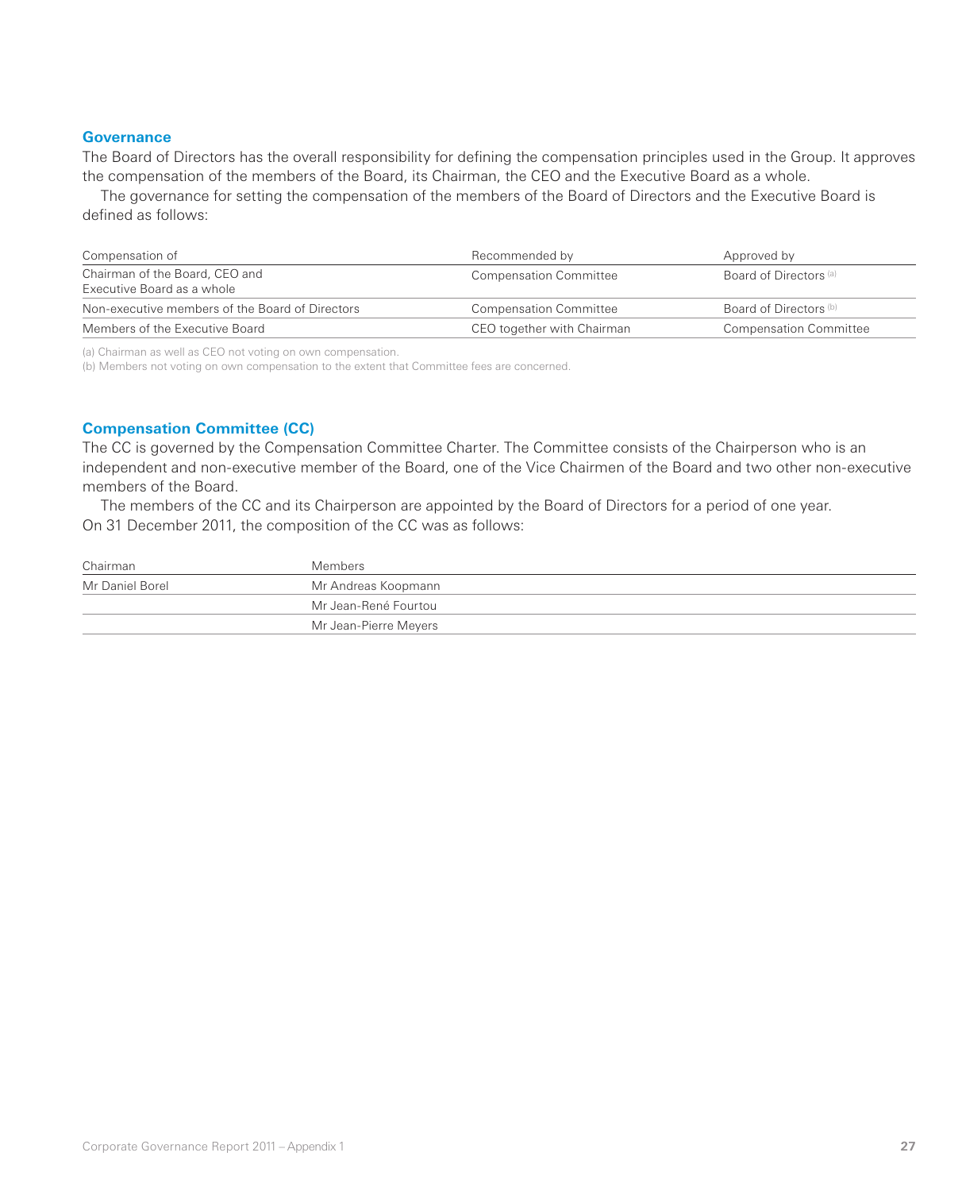## Governance

The Board of Directors has the overall responsibility for defining the compensation principles used in the Group. It approves the compensation of the members of the Board, its Chairman, the CEO and the Executive Board as a whole.

The governance for setting the compensation of the members of the Board of Directors and the Executive Board is defined as follows:

| Compensation of | Recommended by | Approved by |
|---|---|---|
| Chairman of the Board, CEO and Executive Board as a whole | Compensation Committee | Board of Directors [(a)] |
| Non-executive members of the Board of Directors | Compensation Committee | Board of Directors [(b)] |
| Members of the Executive Board | CEO together with Chairman | Compensation Committee |

(a) Chairman as well as CEO not voting on own compensation.
(b) Members not voting on own compensation to the extent that Committee fees are concerned.

## Compensation Committee (CC)

The CC is governed by the Compensation Committee Charter. The Committee consists of the Chairperson who is an independent and non-executive member of the Board, one of the Vice Chairmen of the Board and two other non-executive members of the Board.

The members of the CC and its Chairperson are appointed by the Board of Directors for a period of one year. On 31 December 2011, the composition of the CC was as follows:

| Chairman | Members |
|---|---|
| Mr Daniel Borel | Mr Andreas Koopmann |
| | Mr Jean-René Fourtou |
| | Mr Jean-Pierre Meyers |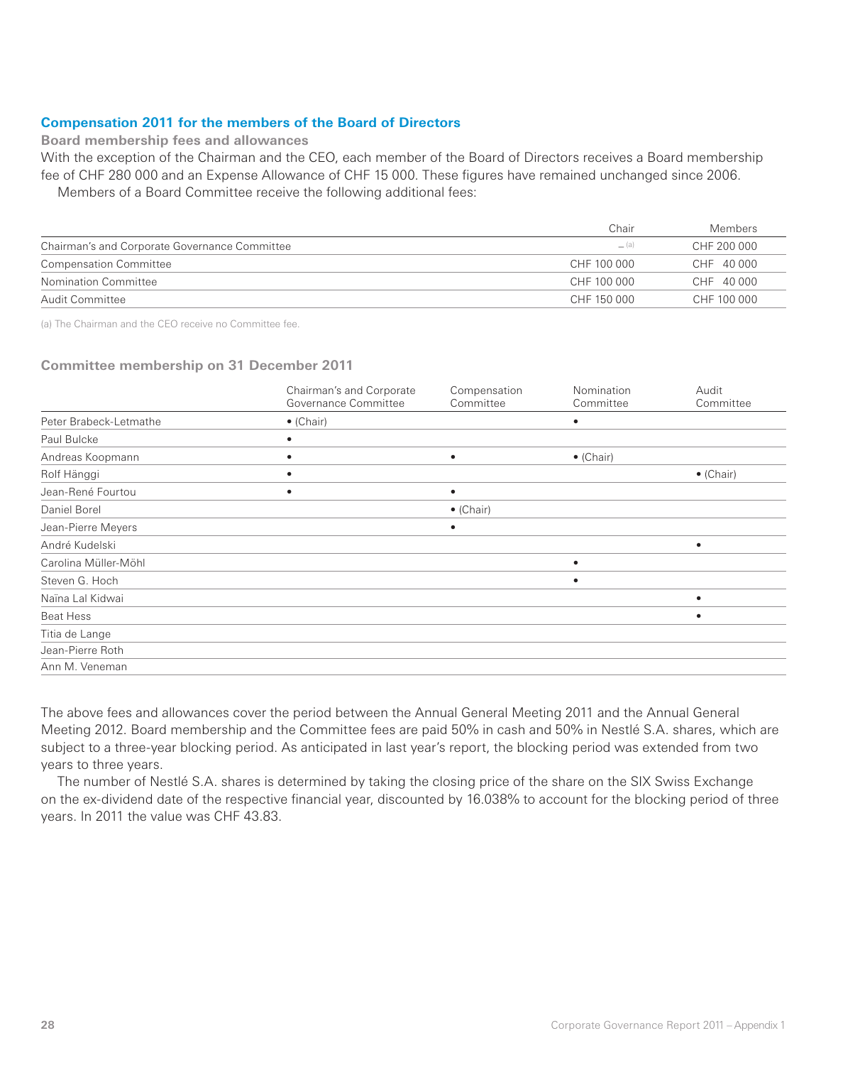## Compensation 2011 for the members of the Board of Directors

### Board membership fees and allowances

With the exception of the Chairman and the CEO, each member of the Board of Directors receives a Board membership fee of CHF 280 000 and an Expense Allowance of CHF 15 000. These figures have remained unchanged since 2006.

Members of a Board Committee receive the following additional fees:

| | Chair | Members |
|---|---|---|
| Chairman's and Corporate Governance Committee | – [a] | CHF 200 000 |
| Compensation Committee | CHF 100 000 | CHF 40 000 |
| Nomination Committee | CHF 100 000 | CHF 40 000 |
| Audit Committee | CHF 150 000 | CHF 100 000 |

(a) The Chairman and the CEO receive no Committee fee.

### Committee membership on 31 December 2011

| | Chairman's and Corporate Governance Committee | Compensation Committee | Nomination Committee | Audit Committee |
|---|---|---|---|---|
| Peter Brabeck-Letmathe | • (Chair) | | • | |
| Paul Bulcke | • | | | |
| Andreas Koopmann | • | • | • (Chair) | |
| Rolf Hänggi | • | | | • (Chair) |
| Jean-René Fourtou | • | • | | |
| Daniel Borel | | • (Chair) | | |
| Jean-Pierre Meyers | | • | | |
| André Kudelski | | | | • |
| Carolina Müller-Möhl | | | • | |
| Steven G. Hoch | | | • | |
| Naïna Lal Kidwai | | | | • |
| Beat Hess | | | | • |
| Titia de Lange | | | | |
| Jean-Pierre Roth | | | | |
| Ann M. Veneman | | | | |

The above fees and allowances cover the period between the Annual General Meeting 2011 and the Annual General Meeting 2012. Board membership and the Committee fees are paid 50% in cash and 50% in Nestlé S.A. shares, which are subject to a three-year blocking period. As anticipated in last year's report, the blocking period was extended from two years to three years.

The number of Nestlé S.A. shares is determined by taking the closing price of the share on the SIX Swiss Exchange on the ex-dividend date of the respective financial year, discounted by 16.038% to account for the blocking period of three years. In 2011 the value was CHF 43.83.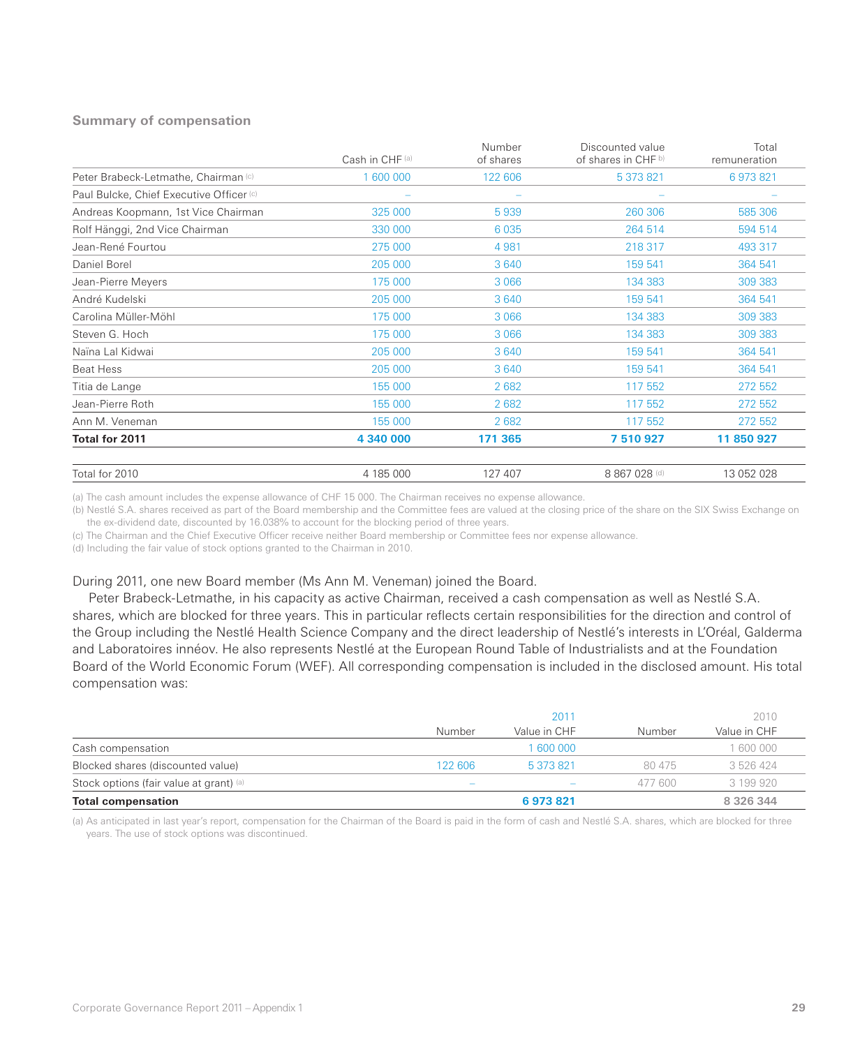### Summary of compensation

| | Cash in CHF [(a)] | Number of shares | Discounted value of shares in CHF [b)] | Total remuneration |
|---|---|---|---|---|
| Peter Brabeck-Letmathe, Chairman [(c)] | 1 600 000 | 122 606 | 5 373 821 | 6 973 821 |
| Paul Bulcke, Chief Executive Officer [(c)] | – | – | – | – |
| Andreas Koopmann, 1st Vice Chairman | 325 000 | 5 939 | 260 306 | 585 306 |
| Rolf Hänggi, 2nd Vice Chairman | 330 000 | 6 035 | 264 514 | 594 514 |
| Jean-René Fourtou | 275 000 | 4 981 | 218 317 | 493 317 |
| Daniel Borel | 205 000 | 3 640 | 159 541 | 364 541 |
| Jean-Pierre Meyers | 175 000 | 3 066 | 134 383 | 309 383 |
| André Kudelski | 205 000 | 3 640 | 159 541 | 364 541 |
| Carolina Müller-Möhl | 175 000 | 3 066 | 134 383 | 309 383 |
| Steven G. Hoch | 175 000 | 3 066 | 134 383 | 309 383 |
| Naïna Lal Kidwai | 205 000 | 3 640 | 159 541 | 364 541 |
| Beat Hess | 205 000 | 3 640 | 159 541 | 364 541 |
| Titia de Lange | 155 000 | 2 682 | 117 552 | 272 552 |
| Jean-Pierre Roth | 155 000 | 2 682 | 117 552 | 272 552 |
| Ann M. Veneman | 155 000 | 2 682 | 117 552 | 272 552 |
| **Total for 2011** | **4 340 000** | **171 365** | **7 510 927** | **11 850 927** |
| Total for 2010 | 4 185 000 | 127 407 | 8 867 028 [(d)] | 13 052 028 |

(a) The cash amount includes the expense allowance of CHF 15 000. The Chairman receives no expense allowance.
(b) Nestlé S.A. shares received as part of the Board membership and the Committee fees are valued at the closing price of the share on the SIX Swiss Exchange on the ex-dividend date, discounted by 16.038% to account for the blocking period of three years.
(c) The Chairman and the Chief Executive Officer receive neither Board membership or Committee fees nor expense allowance.
(d) Including the fair value of stock options granted to the Chairman in 2010.

During 2011, one new Board member (Ms Ann M. Veneman) joined the Board.

Peter Brabeck-Letmathe, in his capacity as active Chairman, received a cash compensation as well as Nestlé S.A. shares, which are blocked for three years. This in particular reflects certain responsibilities for the direction and control of the Group including the Nestlé Health Science Company and the direct leadership of Nestlé's interests in L'Oréal, Galderma and Laboratoires innéov. He also represents Nestlé at the European Round Table of Industrialists and at the Foundation Board of the World Economic Forum (WEF). All corresponding compensation is included in the disclosed amount. His total compensation was:

| | | 2011 | | 2010 |
|---|---|---|---|---|
| | Number | Value in CHF | Number | Value in CHF |
| Cash compensation | | 1 600 000 | | 1 600 000 |
| Blocked shares (discounted value) | 122 606 | 5 373 821 | 80 475 | 3 526 424 |
| Stock options (fair value at grant) [(a)] | – | – | 477 600 | 3 199 920 |
| **Total compensation** | | **6 973 821** | | **8 326 344** |

(a) As anticipated in last year's report, compensation for the Chairman of the Board is paid in the form of cash and Nestlé S.A. shares, which are blocked for three years. The use of stock options was discontinued.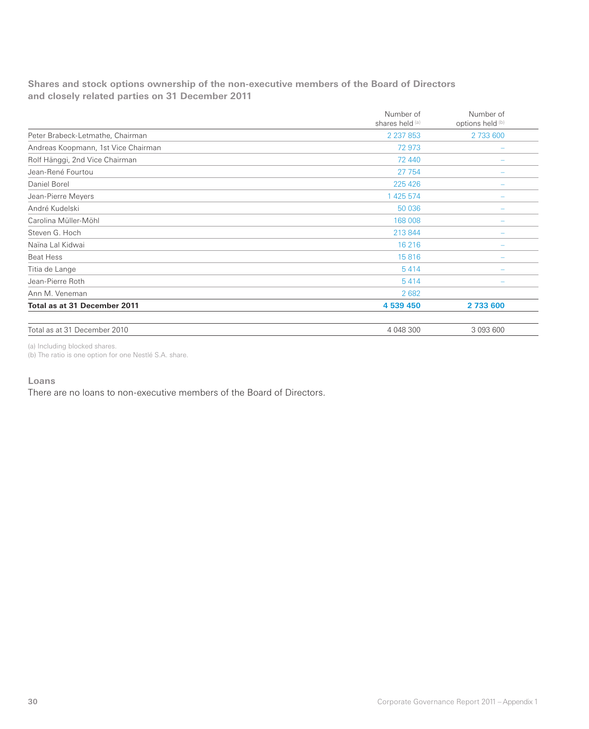## Shares and stock options ownership of the non-executive members of the Board of Directors and closely related parties on 31 December 2011

| | Number of shares held [a] | Number of options held [b] |
|---|---|---|
| Peter Brabeck-Letmathe, Chairman | 2 237 853 | 2 733 600 |
| Andreas Koopmann, 1st Vice Chairman | 72 973 | – |
| Rolf Hänggi, 2nd Vice Chairman | 72 440 | – |
| Jean-René Fourtou | 27 754 | – |
| Daniel Borel | 225 426 | – |
| Jean-Pierre Meyers | 1 425 574 | – |
| André Kudelski | 50 036 | – |
| Carolina Müller-Möhl | 168 008 | – |
| Steven G. Hoch | 213 844 | – |
| Naïna Lal Kidwai | 16 216 | – |
| Beat Hess | 15 816 | – |
| Titia de Lange | 5 414 | – |
| Jean-Pierre Roth | 5 414 | – |
| Ann M. Veneman | 2 682 | |
| **Total as at 31 December 2011** | **4 539 450** | **2 733 600** |
| | | |
| Total as at 31 December 2010 | 4 048 300 | 3 093 600 |

(a) Including blocked shares.
(b) The ratio is one option for one Nestlé S.A. share.

### Loans

There are no loans to non-executive members of the Board of Directors.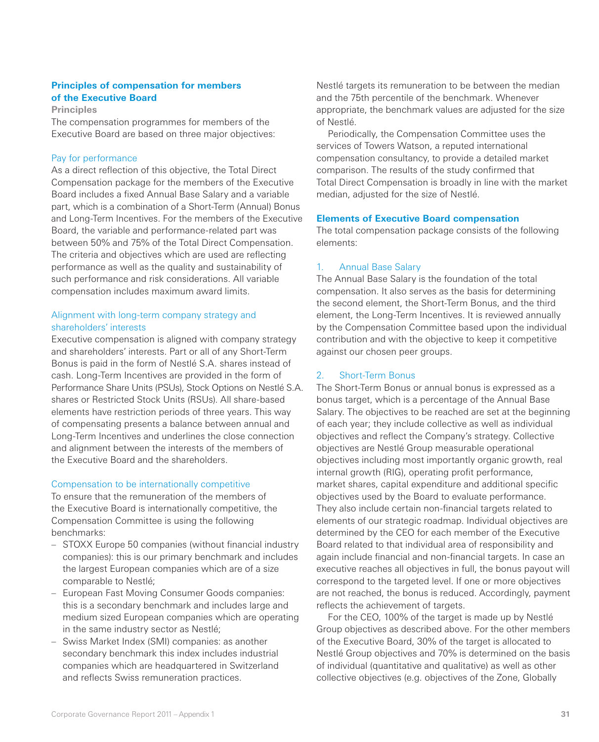## Principles of compensation for members of the Executive Board

### Principles

The compensation programmes for members of the Executive Board are based on three major objectives:

#### Pay for performance

As a direct reflection of this objective, the Total Direct Compensation package for the members of the Executive Board includes a fixed Annual Base Salary and a variable part, which is a combination of a Short-Term (Annual) Bonus and Long-Term Incentives. For the members of the Executive Board, the variable and performance-related part was between 50% and 75% of the Total Direct Compensation. The criteria and objectives which are used are reflecting performance as well as the quality and sustainability of such performance and risk considerations. All variable compensation includes maximum award limits.

#### Alignment with long-term company strategy and shareholders' interests

Executive compensation is aligned with company strategy and shareholders' interests. Part or all of any Short-Term Bonus is paid in the form of Nestlé S.A. shares instead of cash. Long-Term Incentives are provided in the form of Performance Share Units (PSUs), Stock Options on Nestlé S.A. shares or Restricted Stock Units (RSUs). All share-based elements have restriction periods of three years. This way of compensating presents a balance between annual and Long-Term Incentives and underlines the close connection and alignment between the interests of the members of the Executive Board and the shareholders.

#### Compensation to be internationally competitive

To ensure that the remuneration of the members of the Executive Board is internationally competitive, the Compensation Committee is using the following benchmarks:

- STOXX Europe 50 companies (without financial industry companies): this is our primary benchmark and includes the largest European companies which are of a size comparable to Nestlé;
- European Fast Moving Consumer Goods companies: this is a secondary benchmark and includes large and medium sized European companies which are operating in the same industry sector as Nestlé;
- Swiss Market Index (SMI) companies: as another secondary benchmark this index includes industrial companies which are headquartered in Switzerland and reflects Swiss remuneration practices.

Nestlé targets its remuneration to be between the median and the 75th percentile of the benchmark. Whenever appropriate, the benchmark values are adjusted for the size of Nestlé.

Periodically, the Compensation Committee uses the services of Towers Watson, a reputed international compensation consultancy, to provide a detailed market comparison. The results of the study confirmed that Total Direct Compensation is broadly in line with the market median, adjusted for the size of Nestlé.

## Elements of Executive Board compensation

The total compensation package consists of the following elements:

#### 1. Annual Base Salary

The Annual Base Salary is the foundation of the total compensation. It also serves as the basis for determining the second element, the Short-Term Bonus, and the third element, the Long-Term Incentives. It is reviewed annually by the Compensation Committee based upon the individual contribution and with the objective to keep it competitive against our chosen peer groups.

#### 2. Short-Term Bonus

The Short-Term Bonus or annual bonus is expressed as a bonus target, which is a percentage of the Annual Base Salary. The objectives to be reached are set at the beginning of each year; they include collective as well as individual objectives and reflect the Company's strategy. Collective objectives are Nestlé Group measurable operational objectives including most importantly organic growth, real internal growth (RIG), operating profit performance, market shares, capital expenditure and additional specific objectives used by the Board to evaluate performance. They also include certain non-financial targets related to elements of our strategic roadmap. Individual objectives are determined by the CEO for each member of the Executive Board related to that individual area of responsibility and again include financial and non-financial targets. In case an executive reaches all objectives in full, the bonus payout will correspond to the targeted level. If one or more objectives are not reached, the bonus is reduced. Accordingly, payment reflects the achievement of targets.

For the CEO, 100% of the target is made up by Nestlé Group objectives as described above. For the other members of the Executive Board, 30% of the target is allocated to Nestlé Group objectives and 70% is determined on the basis of individual (quantitative and qualitative) as well as other collective objectives (e.g. objectives of the Zone, Globally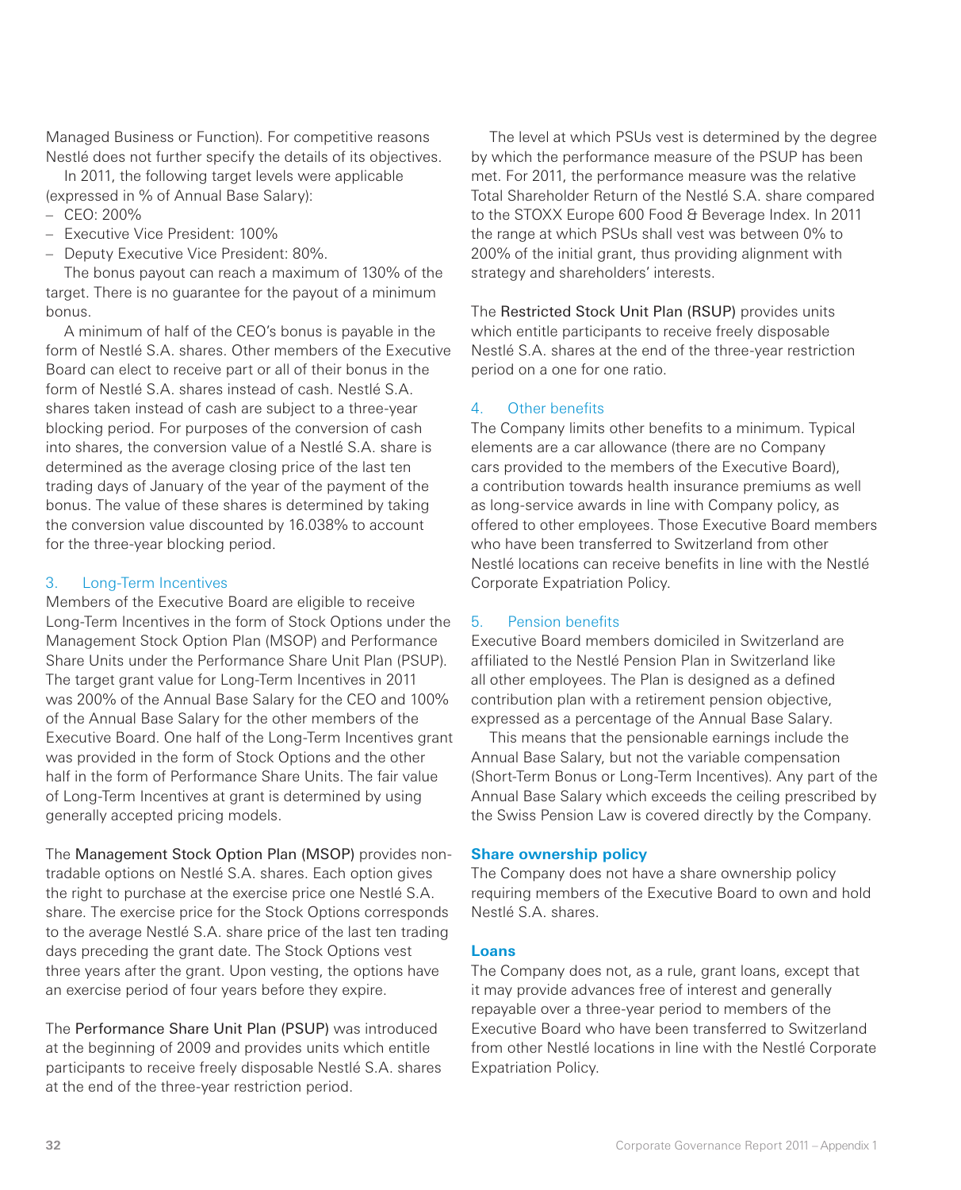Managed Business or Function). For competitive reasons Nestlé does not further specify the details of its objectives.

In 2011, the following target levels were applicable (expressed in % of Annual Base Salary):

- CEO: 200%
- Executive Vice President: 100%
- Deputy Executive Vice President: 80%.

The bonus payout can reach a maximum of 130% of the target. There is no guarantee for the payout of a minimum bonus.

A minimum of half of the CEO's bonus is payable in the form of Nestlé S.A. shares. Other members of the Executive Board can elect to receive part or all of their bonus in the form of Nestlé S.A. shares instead of cash. Nestlé S.A. shares taken instead of cash are subject to a three-year blocking period. For purposes of the conversion of cash into shares, the conversion value of a Nestlé S.A. share is determined as the average closing price of the last ten trading days of January of the year of the payment of the bonus. The value of these shares is determined by taking the conversion value discounted by 16.038% to account for the three-year blocking period.

### 3. Long-Term Incentives

Members of the Executive Board are eligible to receive Long-Term Incentives in the form of Stock Options under the Management Stock Option Plan (MSOP) and Performance Share Units under the Performance Share Unit Plan (PSUP). The target grant value for Long-Term Incentives in 2011 was 200% of the Annual Base Salary for the CEO and 100% of the Annual Base Salary for the other members of the Executive Board. One half of the Long-Term Incentives grant was provided in the form of Stock Options and the other half in the form of Performance Share Units. The fair value of Long-Term Incentives at grant is determined by using generally accepted pricing models.

The Management Stock Option Plan (MSOP) provides non-tradable options on Nestlé S.A. shares. Each option gives the right to purchase at the exercise price one Nestlé S.A. share. The exercise price for the Stock Options corresponds to the average Nestlé S.A. share price of the last ten trading days preceding the grant date. The Stock Options vest three years after the grant. Upon vesting, the options have an exercise period of four years before they expire.

The Performance Share Unit Plan (PSUP) was introduced at the beginning of 2009 and provides units which entitle participants to receive freely disposable Nestlé S.A. shares at the end of the three-year restriction period.

The level at which PSUs vest is determined by the degree by which the performance measure of the PSUP has been met. For 2011, the performance measure was the relative Total Shareholder Return of the Nestlé S.A. share compared to the STOXX Europe 600 Food & Beverage Index. In 2011 the range at which PSUs shall vest was between 0% to 200% of the initial grant, thus providing alignment with strategy and shareholders' interests.

The Restricted Stock Unit Plan (RSUP) provides units which entitle participants to receive freely disposable Nestlé S.A. shares at the end of the three-year restriction period on a one for one ratio.

### 4. Other benefits

The Company limits other benefits to a minimum. Typical elements are a car allowance (there are no Company cars provided to the members of the Executive Board), a contribution towards health insurance premiums as well as long-service awards in line with Company policy, as offered to other employees. Those Executive Board members who have been transferred to Switzerland from other Nestlé locations can receive benefits in line with the Nestlé Corporate Expatriation Policy.

### 5. Pension benefits

Executive Board members domiciled in Switzerland are affiliated to the Nestlé Pension Plan in Switzerland like all other employees. The Plan is designed as a defined contribution plan with a retirement pension objective, expressed as a percentage of the Annual Base Salary.

This means that the pensionable earnings include the Annual Base Salary, but not the variable compensation (Short-Term Bonus or Long-Term Incentives). Any part of the Annual Base Salary which exceeds the ceiling prescribed by the Swiss Pension Law is covered directly by the Company.

## Share ownership policy

The Company does not have a share ownership policy requiring members of the Executive Board to own and hold Nestlé S.A. shares.

## Loans

The Company does not, as a rule, grant loans, except that it may provide advances free of interest and generally repayable over a three-year period to members of the Executive Board who have been transferred to Switzerland from other Nestlé locations in line with the Nestlé Corporate Expatriation Policy.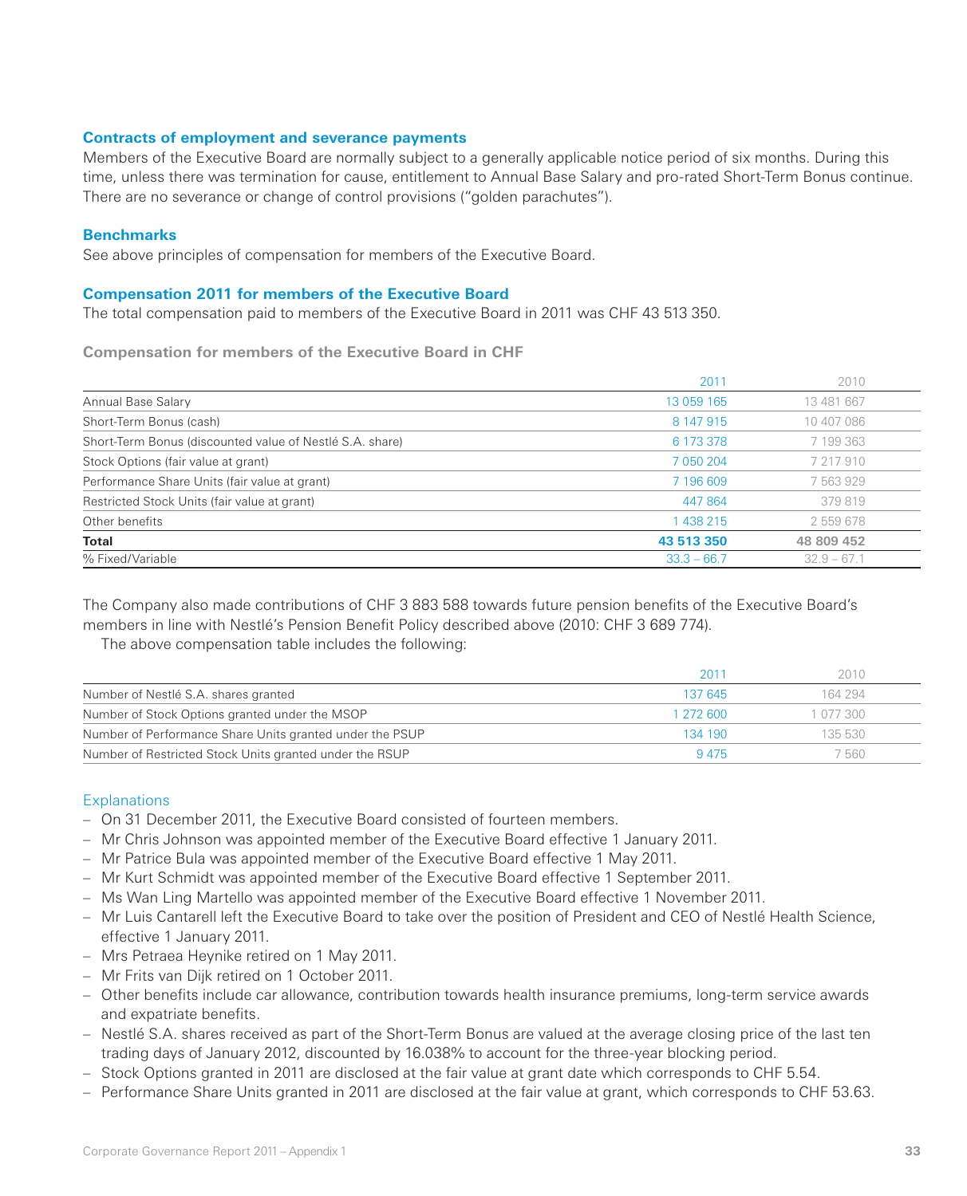### Contracts of employment and severance payments

Members of the Executive Board are normally subject to a generally applicable notice period of six months. During this time, unless there was termination for cause, entitlement to Annual Base Salary and pro-rated Short-Term Bonus continue. There are no severance or change of control provisions ("golden parachutes").

### Benchmarks

See above principles of compensation for members of the Executive Board.

### Compensation 2011 for members of the Executive Board

The total compensation paid to members of the Executive Board in 2011 was CHF 43 513 350.

**Compensation for members of the Executive Board in CHF**

| | 2011 | 2010 |
|---|---|---|
| Annual Base Salary | 13 059 165 | 13 481 667 |
| Short-Term Bonus (cash) | 8 147 915 | 10 407 086 |
| Short-Term Bonus (discounted value of Nestlé S.A. share) | 6 173 378 | 7 199 363 |
| Stock Options (fair value at grant) | 7 050 204 | 7 217 910 |
| Performance Share Units (fair value at grant) | 7 196 609 | 7 563 929 |
| Restricted Stock Units (fair value at grant) | 447 864 | 379 819 |
| Other benefits | 1 438 215 | 2 559 678 |
| **Total** | **43 513 350** | **48 809 452** |
| % Fixed/Variable | 33.3 – 66.7 | 32.9 – 67.1 |

The Company also made contributions of CHF 3 883 588 towards future pension benefits of the Executive Board's members in line with Nestlé's Pension Benefit Policy described above (2010: CHF 3 689 774).

The above compensation table includes the following:

| | 2011 | 2010 |
|---|---|---|
| Number of Nestlé S.A. shares granted | 137 645 | 164 294 |
| Number of Stock Options granted under the MSOP | 1 272 600 | 1 077 300 |
| Number of Performance Share Units granted under the PSUP | 134 190 | 135 530 |
| Number of Restricted Stock Units granted under the RSUP | 9 475 | 7 560 |

Explanations

- On 31 December 2011, the Executive Board consisted of fourteen members.
- Mr Chris Johnson was appointed member of the Executive Board effective 1 January 2011.
- Mr Patrice Bula was appointed member of the Executive Board effective 1 May 2011.
- Mr Kurt Schmidt was appointed member of the Executive Board effective 1 September 2011.
- Ms Wan Ling Martello was appointed member of the Executive Board effective 1 November 2011.
- Mr Luis Cantarell left the Executive Board to take over the position of President and CEO of Nestlé Health Science, effective 1 January 2011.
- Mrs Petraea Heynike retired on 1 May 2011.
- Mr Frits van Dijk retired on 1 October 2011.
- Other benefits include car allowance, contribution towards health insurance premiums, long-term service awards and expatriate benefits.
- Nestlé S.A. shares received as part of the Short-Term Bonus are valued at the average closing price of the last ten trading days of January 2012, discounted by 16.038% to account for the three-year blocking period.
- Stock Options granted in 2011 are disclosed at the fair value at grant date which corresponds to CHF 5.54.
- Performance Share Units granted in 2011 are disclosed at the fair value at grant, which corresponds to CHF 53.63.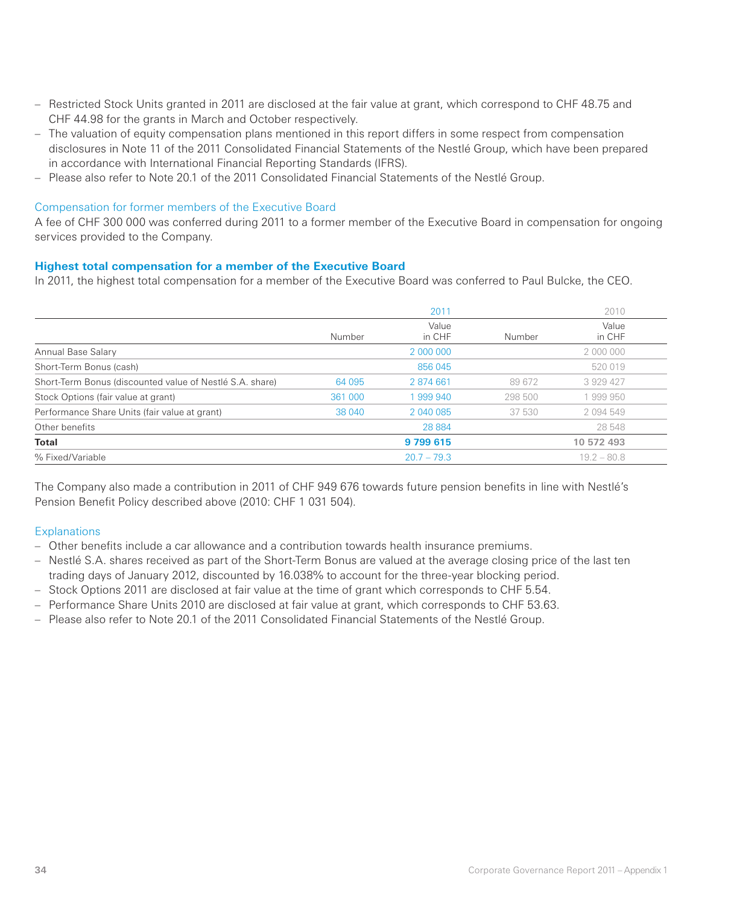- Restricted Stock Units granted in 2011 are disclosed at the fair value at grant, which correspond to CHF 48.75 and CHF 44.98 for the grants in March and October respectively.
- The valuation of equity compensation plans mentioned in this report differs in some respect from compensation disclosures in Note 11 of the 2011 Consolidated Financial Statements of the Nestlé Group, which have been prepared in accordance with International Financial Reporting Standards (IFRS).
- Please also refer to Note 20.1 of the 2011 Consolidated Financial Statements of the Nestlé Group.

### Compensation for former members of the Executive Board

A fee of CHF 300 000 was conferred during 2011 to a former member of the Executive Board in compensation for ongoing services provided to the Company.

## Highest total compensation for a member of the Executive Board

In 2011, the highest total compensation for a member of the Executive Board was conferred to Paul Bulcke, the CEO.

| | 2011 | | 2010 | |
|---|---|---|---|---|
| | Number | Value in CHF | Number | Value in CHF |
| Annual Base Salary | | 2 000 000 | | 2 000 000 |
| Short-Term Bonus (cash) | | 856 045 | | 520 019 |
| Short-Term Bonus (discounted value of Nestlé S.A. share) | 64 095 | 2 874 661 | 89 672 | 3 929 427 |
| Stock Options (fair value at grant) | 361 000 | 1 999 940 | 298 500 | 1 999 950 |
| Performance Share Units (fair value at grant) | 38 040 | 2 040 085 | 37 530 | 2 094 549 |
| Other benefits | | 28 884 | | 28 548 |
| **Total** | | **9 799 615** | | **10 572 493** |
| % Fixed/Variable | | 20.7 – 79.3 | | 19.2 – 80.8 |

The Company also made a contribution in 2011 of CHF 949 676 towards future pension benefits in line with Nestlé's Pension Benefit Policy described above (2010: CHF 1 031 504).

### Explanations

- Other benefits include a car allowance and a contribution towards health insurance premiums.
- Nestlé S.A. shares received as part of the Short-Term Bonus are valued at the average closing price of the last ten trading days of January 2012, discounted by 16.038% to account for the three-year blocking period.
- Stock Options 2011 are disclosed at fair value at the time of grant which corresponds to CHF 5.54.
- Performance Share Units 2010 are disclosed at fair value at grant, which corresponds to CHF 53.63.
- Please also refer to Note 20.1 of the 2011 Consolidated Financial Statements of the Nestlé Group.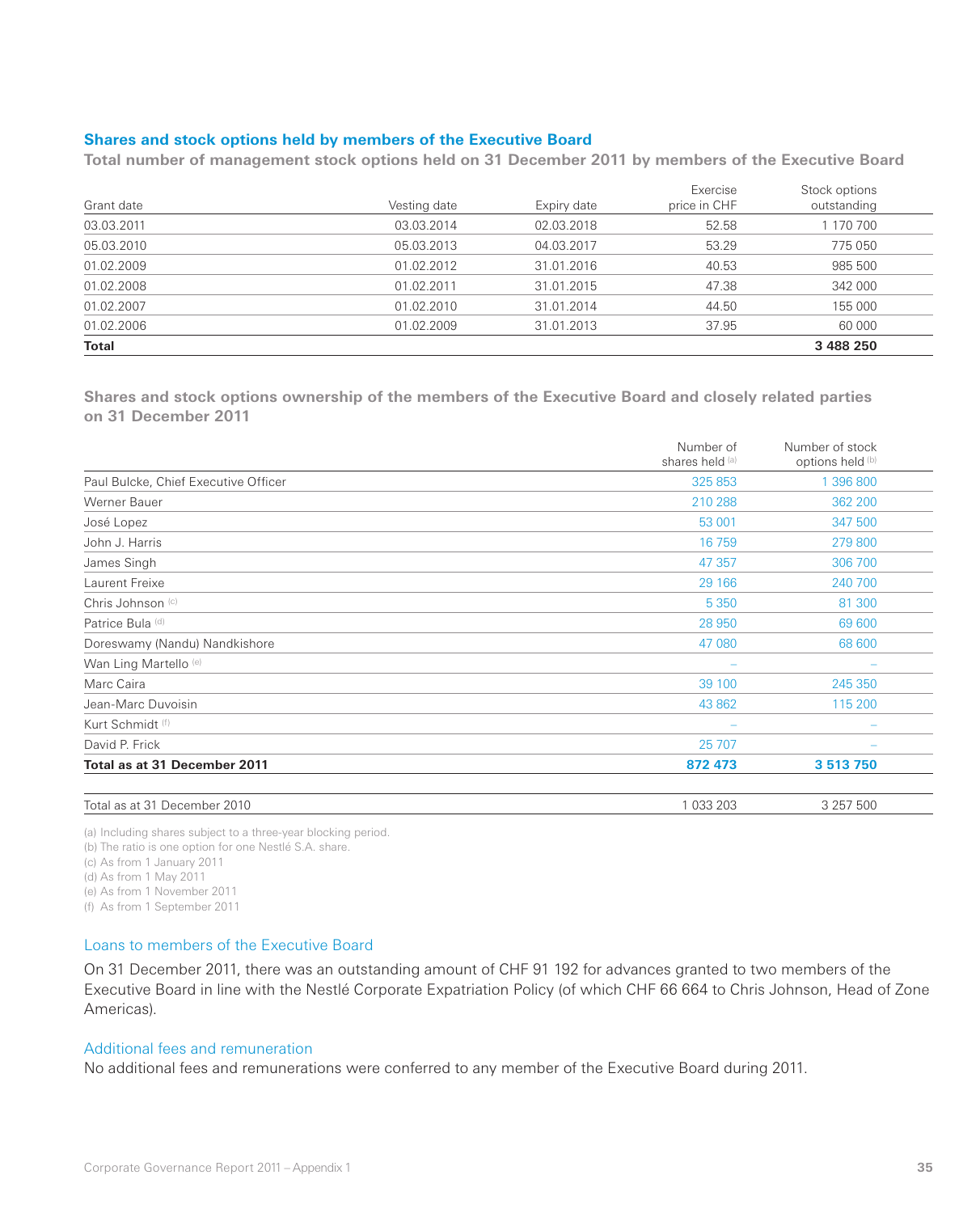## Shares and stock options held by members of the Executive Board

### Total number of management stock options held on 31 December 2011 by members of the Executive Board

| Grant date | Vesting date | Expiry date | Exercise price in CHF | Stock options outstanding |
|---|---|---|---|---|
| 03.03.2011 | 03.03.2014 | 02.03.2018 | 52.58 | 1 170 700 |
| 05.03.2010 | 05.03.2013 | 04.03.2017 | 53.29 | 775 050 |
| 01.02.2009 | 01.02.2012 | 31.01.2016 | 40.53 | 985 500 |
| 01.02.2008 | 01.02.2011 | 31.01.2015 | 47.38 | 342 000 |
| 01.02.2007 | 01.02.2010 | 31.01.2014 | 44.50 | 155 000 |
| 01.02.2006 | 01.02.2009 | 31.01.2013 | 37.95 | 60 000 |
| **Total** | | | | **3 488 250** |

### Shares and stock options ownership of the members of the Executive Board and closely related parties on 31 December 2011

| | Number of shares held [a] | Number of stock options held [b] |
|---|---|---|
| Paul Bulcke, Chief Executive Officer | 325 853 | 1 396 800 |
| Werner Bauer | 210 288 | 362 200 |
| José Lopez | 53 001 | 347 500 |
| John J. Harris | 16 759 | 279 800 |
| James Singh | 47 357 | 306 700 |
| Laurent Freixe | 29 166 | 240 700 |
| Chris Johnson [c] | 5 350 | 81 300 |
| Patrice Bula [d] | 28 950 | 69 600 |
| Doreswamy (Nandu) Nandkishore | 47 080 | 68 600 |
| Wan Ling Martello [e] | – | – |
| Marc Caira | 39 100 | 245 350 |
| Jean-Marc Duvoisin | 43 862 | 115 200 |
| Kurt Schmidt [f] | – | – |
| David P. Frick | 25 707 | – |
| **Total as at 31 December 2011** | **872 473** | **3 513 750** |
| | | |
| Total as at 31 December 2010 | 1 033 203 | 3 257 500 |

(a) Including shares subject to a three-year blocking period.
(b) The ratio is one option for one Nestlé S.A. share.
(c) As from 1 January 2011
(d) As from 1 May 2011
(e) As from 1 November 2011
(f) As from 1 September 2011

### Loans to members of the Executive Board

On 31 December 2011, there was an outstanding amount of CHF 91 192 for advances granted to two members of the Executive Board in line with the Nestlé Corporate Expatriation Policy (of which CHF 66 664 to Chris Johnson, Head of Zone Americas).

### Additional fees and remuneration

No additional fees and remunerations were conferred to any member of the Executive Board during 2011.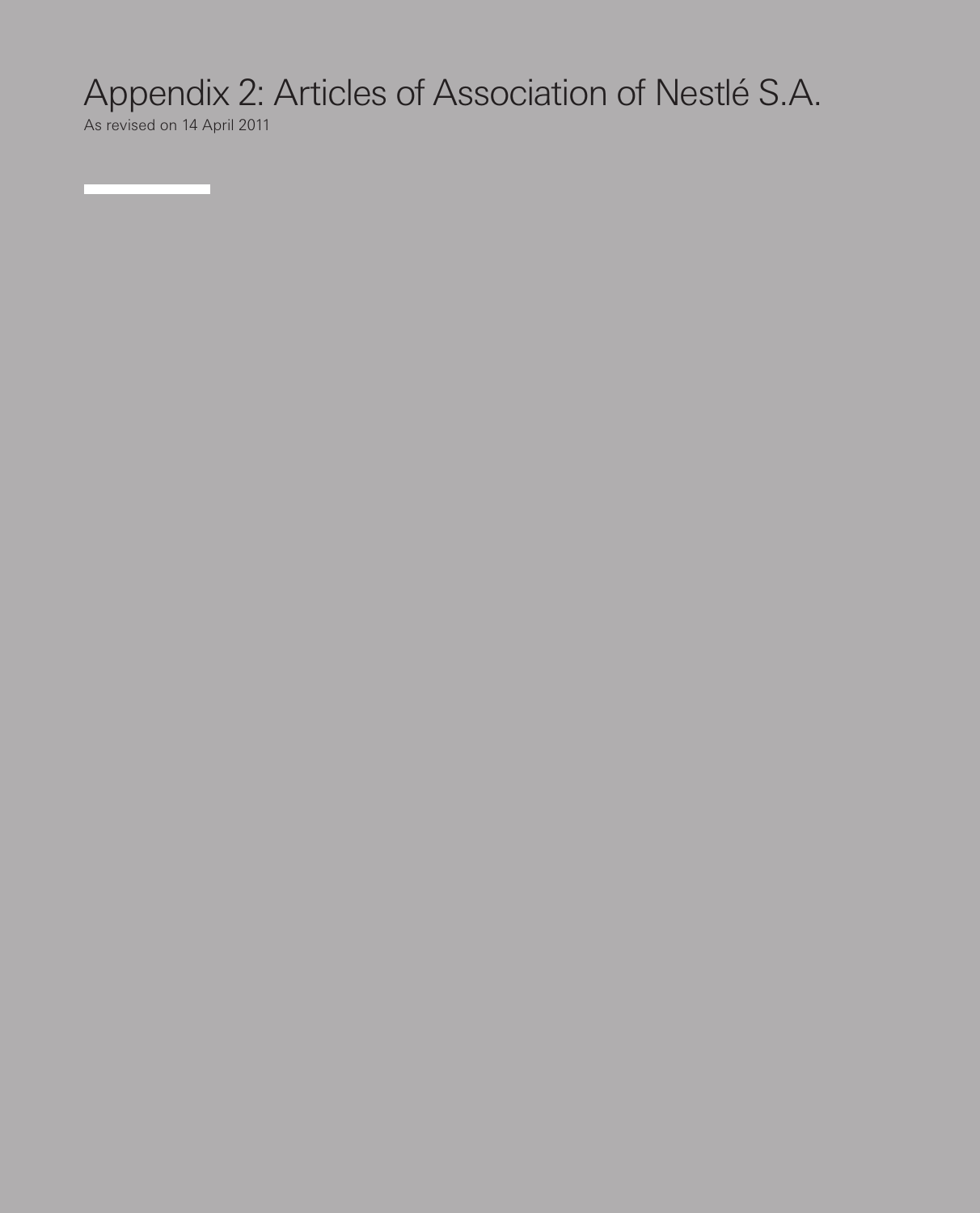# Appendix 2: Articles of Association of Nestlé S.A.

As revised on 14 April 2011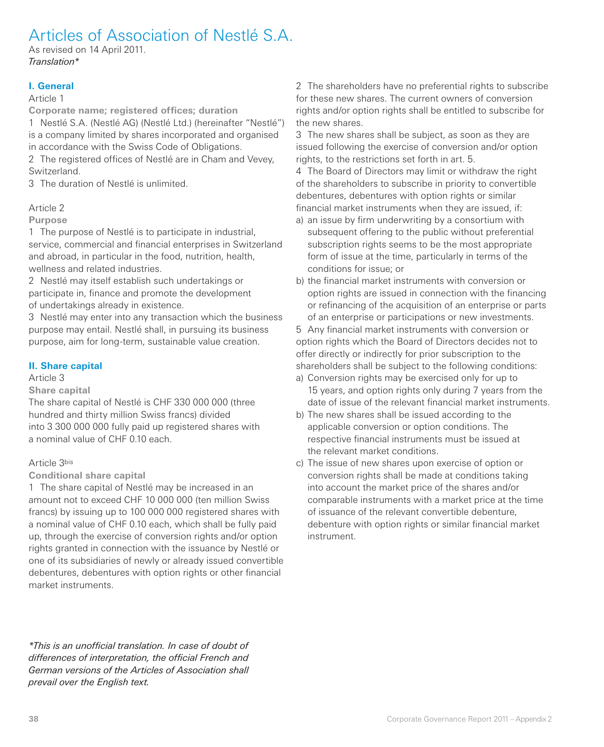# Articles of Association of Nestlé S.A.

As revised on 14 April 2011.
*Translation**

## I. General

Article 1

**Corporate name; registered offices; duration**

1 Nestlé S.A. (Nestlé AG) (Nestlé Ltd.) (hereinafter "Nestlé") is a company limited by shares incorporated and organised in accordance with the Swiss Code of Obligations.

2 The registered offices of Nestlé are in Cham and Vevey, Switzerland.

3 The duration of Nestlé is unlimited.

Article 2

**Purpose**

1 The purpose of Nestlé is to participate in industrial, service, commercial and financial enterprises in Switzerland and abroad, in particular in the food, nutrition, health, wellness and related industries.

2 Nestlé may itself establish such undertakings or participate in, finance and promote the development of undertakings already in existence.

3 Nestlé may enter into any transaction which the business purpose may entail. Nestlé shall, in pursuing its business purpose, aim for long-term, sustainable value creation.

## II. Share capital

Article 3

**Share capital**

The share capital of Nestlé is CHF 330 000 000 (three hundred and thirty million Swiss francs) divided into 3 300 000 000 fully paid up registered shares with a nominal value of CHF 0.10 each.

Article 3bis

**Conditional share capital**

1 The share capital of Nestlé may be increased in an amount not to exceed CHF 10 000 000 (ten million Swiss francs) by issuing up to 100 000 000 registered shares with a nominal value of CHF 0.10 each, which shall be fully paid up, through the exercise of conversion rights and/or option rights granted in connection with the issuance by Nestlé or one of its subsidiaries of newly or already issued convertible debentures, debentures with option rights or other financial market instruments.

2 The shareholders have no preferential rights to subscribe for these new shares. The current owners of conversion rights and/or option rights shall be entitled to subscribe for the new shares.

3 The new shares shall be subject, as soon as they are issued following the exercise of conversion and/or option rights, to the restrictions set forth in art. 5.

4 The Board of Directors may limit or withdraw the right of the shareholders to subscribe in priority to convertible debentures, debentures with option rights or similar financial market instruments when they are issued, if:

a) an issue by firm underwriting by a consortium with subsequent offering to the public without preferential subscription rights seems to be the most appropriate form of issue at the time, particularly in terms of the conditions for issue; or
b) the financial market instruments with conversion or option rights are issued in connection with the financing or refinancing of the acquisition of an enterprise or parts of an enterprise or participations or new investments.

5 Any financial market instruments with conversion or option rights which the Board of Directors decides not to offer directly or indirectly for prior subscription to the shareholders shall be subject to the following conditions:

a) Conversion rights may be exercised only for up to 15 years, and option rights only during 7 years from the date of issue of the relevant financial market instruments.
b) The new shares shall be issued according to the applicable conversion or option conditions. The respective financial instruments must be issued at the relevant market conditions.
c) The issue of new shares upon exercise of option or conversion rights shall be made at conditions taking into account the market price of the shares and/or comparable instruments with a market price at the time of issuance of the relevant convertible debenture, debenture with option rights or similar financial market instrument.

**This is an unofficial translation. In case of doubt of differences of interpretation, the official French and German versions of the Articles of Association shall prevail over the English text.*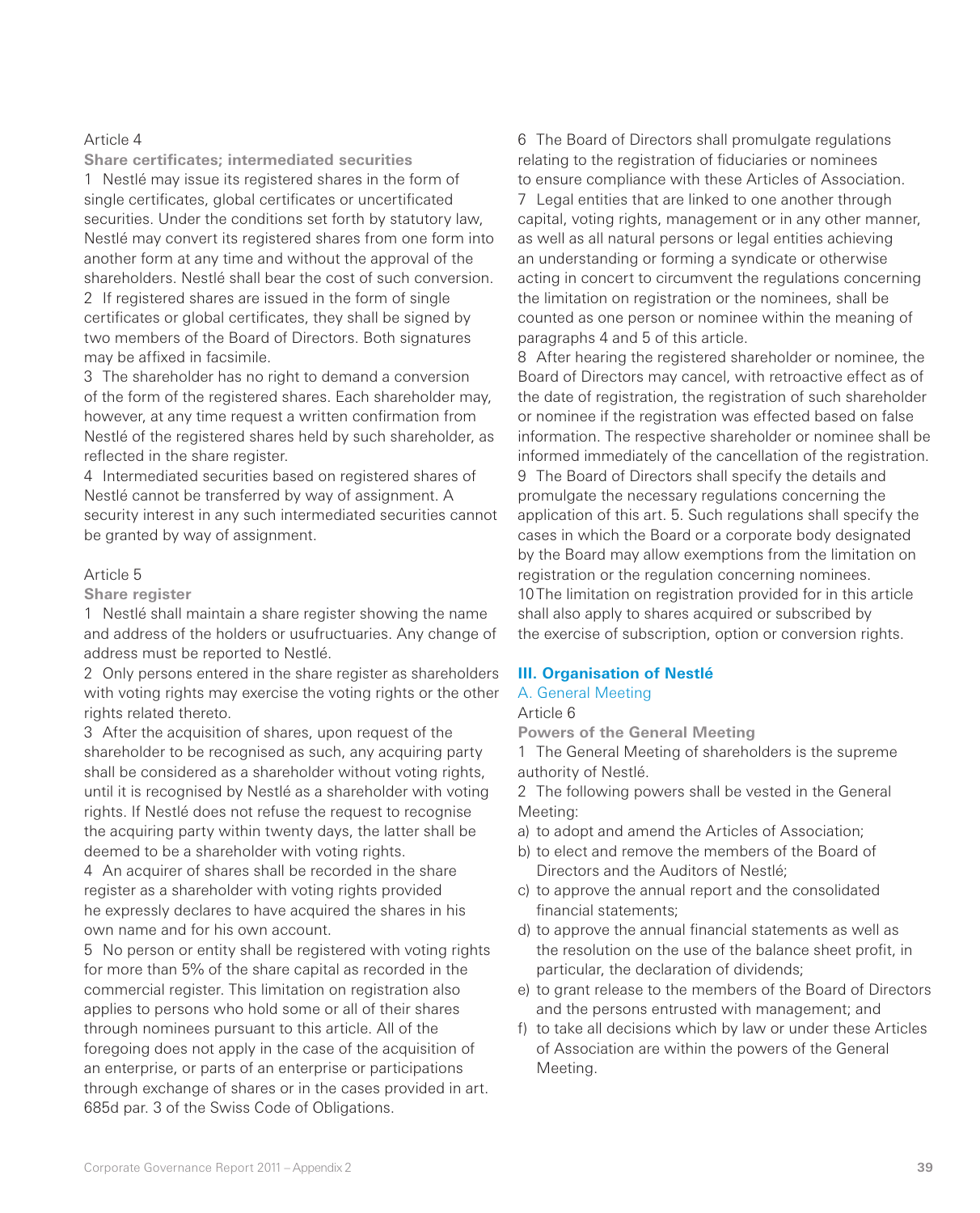Article 4

**Share certificates; intermediated securities**

1 Nestlé may issue its registered shares in the form of single certificates, global certificates or uncertificated securities. Under the conditions set forth by statutory law, Nestlé may convert its registered shares from one form into another form at any time and without the approval of the shareholders. Nestlé shall bear the cost of such conversion.

2 If registered shares are issued in the form of single certificates or global certificates, they shall be signed by two members of the Board of Directors. Both signatures may be affixed in facsimile.

3 The shareholder has no right to demand a conversion of the form of the registered shares. Each shareholder may, however, at any time request a written confirmation from Nestlé of the registered shares held by such shareholder, as reflected in the share register.

4 Intermediated securities based on registered shares of Nestlé cannot be transferred by way of assignment. A security interest in any such intermediated securities cannot be granted by way of assignment.

Article 5

**Share register**

1 Nestlé shall maintain a share register showing the name and address of the holders or usufructuaries. Any change of address must be reported to Nestlé.

2 Only persons entered in the share register as shareholders with voting rights may exercise the voting rights or the other rights related thereto.

3 After the acquisition of shares, upon request of the shareholder to be recognised as such, any acquiring party shall be considered as a shareholder without voting rights, until it is recognised by Nestlé as a shareholder with voting rights. If Nestlé does not refuse the request to recognise the acquiring party within twenty days, the latter shall be deemed to be a shareholder with voting rights.

4 An acquirer of shares shall be recorded in the share register as a shareholder with voting rights provided he expressly declares to have acquired the shares in his own name and for his own account.

5 No person or entity shall be registered with voting rights for more than 5% of the share capital as recorded in the commercial register. This limitation on registration also applies to persons who hold some or all of their shares through nominees pursuant to this article. All of the foregoing does not apply in the case of the acquisition of an enterprise, or parts of an enterprise or participations through exchange of shares or in the cases provided in art. 685d par. 3 of the Swiss Code of Obligations.

6 The Board of Directors shall promulgate regulations relating to the registration of fiduciaries or nominees to ensure compliance with these Articles of Association.

7 Legal entities that are linked to one another through capital, voting rights, management or in any other manner, as well as all natural persons or legal entities achieving an understanding or forming a syndicate or otherwise acting in concert to circumvent the regulations concerning the limitation on registration or the nominees, shall be counted as one person or nominee within the meaning of paragraphs 4 and 5 of this article.

8 After hearing the registered shareholder or nominee, the Board of Directors may cancel, with retroactive effect as of the date of registration, the registration of such shareholder or nominee if the registration was effected based on false information. The respective shareholder or nominee shall be informed immediately of the cancellation of the registration.

9 The Board of Directors shall specify the details and promulgate the necessary regulations concerning the application of this art. 5. Such regulations shall specify the cases in which the Board or a corporate body designated by the Board may allow exemptions from the limitation on registration or the regulation concerning nominees.

10 The limitation on registration provided for in this article shall also apply to shares acquired or subscribed by the exercise of subscription, option or conversion rights.

## III. Organisation of Nestlé

### A. General Meeting

Article 6

**Powers of the General Meeting**

1 The General Meeting of shareholders is the supreme authority of Nestlé.

2 The following powers shall be vested in the General Meeting:

a) to adopt and amend the Articles of Association;
b) to elect and remove the members of the Board of Directors and the Auditors of Nestlé;
c) to approve the annual report and the consolidated financial statements;
d) to approve the annual financial statements as well as the resolution on the use of the balance sheet profit, in particular, the declaration of dividends;
e) to grant release to the members of the Board of Directors and the persons entrusted with management; and
f) to take all decisions which by law or under these Articles of Association are within the powers of the General Meeting.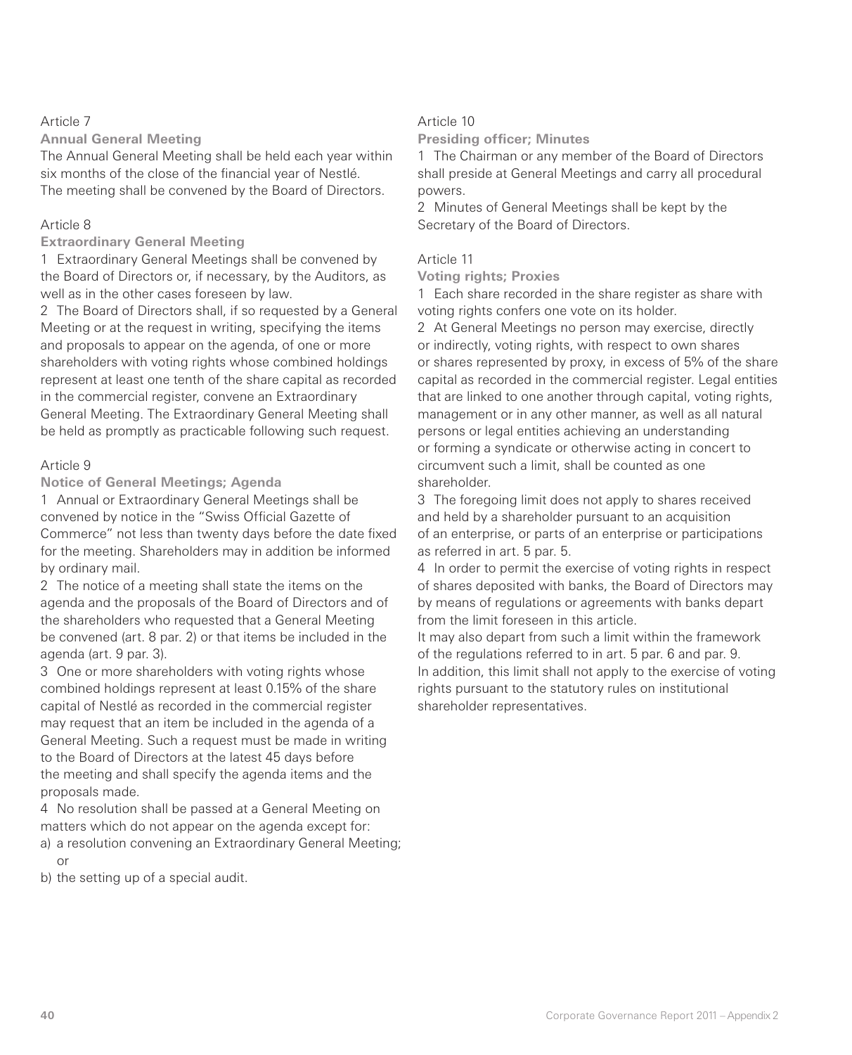Article 7

**Annual General Meeting**

The Annual General Meeting shall be held each year within six months of the close of the financial year of Nestlé. The meeting shall be convened by the Board of Directors.

Article 8

**Extraordinary General Meeting**

1 Extraordinary General Meetings shall be convened by the Board of Directors or, if necessary, by the Auditors, as well as in the other cases foreseen by law.

2 The Board of Directors shall, if so requested by a General Meeting or at the request in writing, specifying the items and proposals to appear on the agenda, of one or more shareholders with voting rights whose combined holdings represent at least one tenth of the share capital as recorded in the commercial register, convene an Extraordinary General Meeting. The Extraordinary General Meeting shall be held as promptly as practicable following such request.

Article 9

**Notice of General Meetings; Agenda**

1 Annual or Extraordinary General Meetings shall be convened by notice in the "Swiss Official Gazette of Commerce" not less than twenty days before the date fixed for the meeting. Shareholders may in addition be informed by ordinary mail.

2 The notice of a meeting shall state the items on the agenda and the proposals of the Board of Directors and of the shareholders who requested that a General Meeting be convened (art. 8 par. 2) or that items be included in the agenda (art. 9 par. 3).

3 One or more shareholders with voting rights whose combined holdings represent at least 0.15% of the share capital of Nestlé as recorded in the commercial register may request that an item be included in the agenda of a General Meeting. Such a request must be made in writing to the Board of Directors at the latest 45 days before the meeting and shall specify the agenda items and the proposals made.

4 No resolution shall be passed at a General Meeting on matters which do not appear on the agenda except for:

a) a resolution convening an Extraordinary General Meeting; or

b) the setting up of a special audit.

Article 10

**Presiding officer; Minutes**

1 The Chairman or any member of the Board of Directors shall preside at General Meetings and carry all procedural powers.

2 Minutes of General Meetings shall be kept by the Secretary of the Board of Directors.

Article 11

**Voting rights; Proxies**

1 Each share recorded in the share register as share with voting rights confers one vote on its holder.

2 At General Meetings no person may exercise, directly or indirectly, voting rights, with respect to own shares or shares represented by proxy, in excess of 5% of the share capital as recorded in the commercial register. Legal entities that are linked to one another through capital, voting rights, management or in any other manner, as well as all natural persons or legal entities achieving an understanding or forming a syndicate or otherwise acting in concert to circumvent such a limit, shall be counted as one shareholder.

3 The foregoing limit does not apply to shares received and held by a shareholder pursuant to an acquisition of an enterprise, or parts of an enterprise or participations as referred in art. 5 par. 5.

4 In order to permit the exercise of voting rights in respect of shares deposited with banks, the Board of Directors may by means of regulations or agreements with banks depart from the limit foreseen in this article.

It may also depart from such a limit within the framework of the regulations referred to in art. 5 par. 6 and par. 9. In addition, this limit shall not apply to the exercise of voting rights pursuant to the statutory rules on institutional shareholder representatives.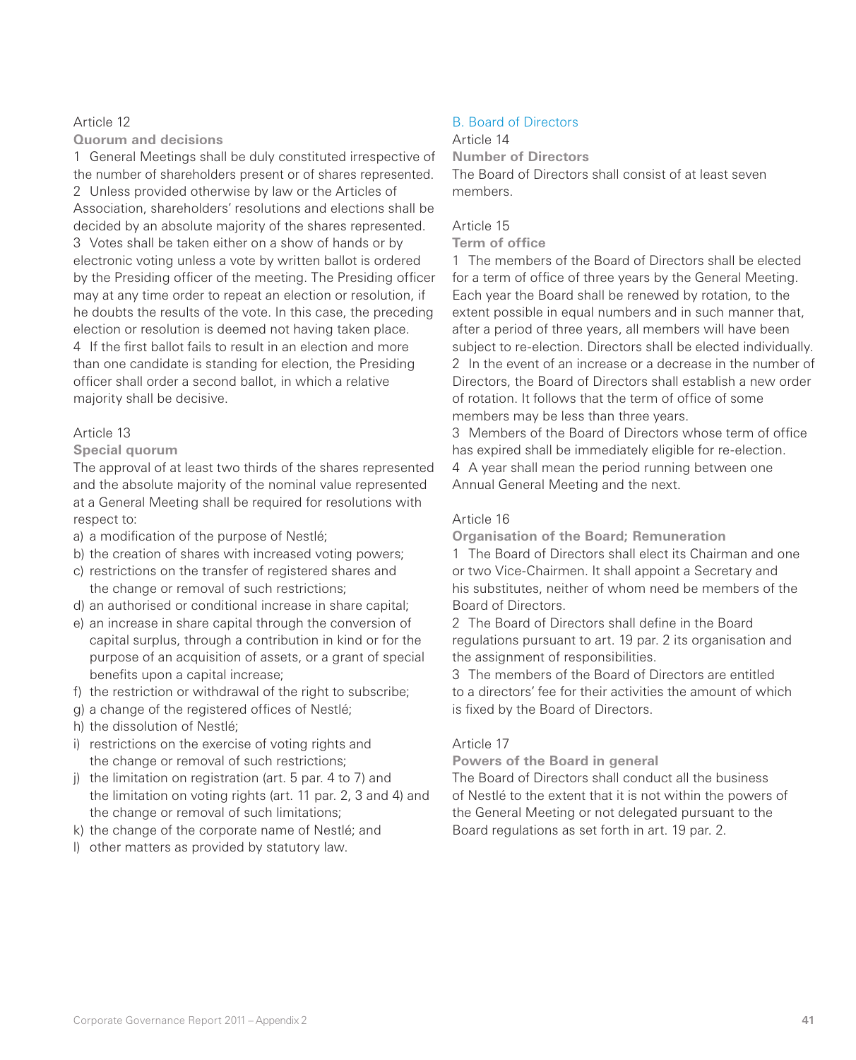### Article 12

**Quorum and decisions**

1 General Meetings shall be duly constituted irrespective of the number of shareholders present or of shares represented.
2 Unless provided otherwise by law or the Articles of Association, shareholders' resolutions and elections shall be decided by an absolute majority of the shares represented.
3 Votes shall be taken either on a show of hands or by electronic voting unless a vote by written ballot is ordered by the Presiding officer of the meeting. The Presiding officer may at any time order to repeat an election or resolution, if he doubts the results of the vote. In this case, the preceding election or resolution is deemed not having taken place.
4 If the first ballot fails to result in an election and more than one candidate is standing for election, the Presiding officer shall order a second ballot, in which a relative majority shall be decisive.

### Article 13

**Special quorum**

The approval of at least two thirds of the shares represented and the absolute majority of the nominal value represented at a General Meeting shall be required for resolutions with respect to:

a) a modification of the purpose of Nestlé;
b) the creation of shares with increased voting powers;
c) restrictions on the transfer of registered shares and the change or removal of such restrictions;
d) an authorised or conditional increase in share capital;
e) an increase in share capital through the conversion of capital surplus, through a contribution in kind or for the purpose of an acquisition of assets, or a grant of special benefits upon a capital increase;
f) the restriction or withdrawal of the right to subscribe;
g) a change of the registered offices of Nestlé;
h) the dissolution of Nestlé;
i) restrictions on the exercise of voting rights and the change or removal of such restrictions;
j) the limitation on registration (art. 5 par. 4 to 7) and the limitation on voting rights (art. 11 par. 2, 3 and 4) and the change or removal of such limitations;
k) the change of the corporate name of Nestlé; and
l) other matters as provided by statutory law.

## B. Board of Directors

### Article 14

**Number of Directors**

The Board of Directors shall consist of at least seven members.

### Article 15

**Term of office**

1 The members of the Board of Directors shall be elected for a term of office of three years by the General Meeting. Each year the Board shall be renewed by rotation, to the extent possible in equal numbers and in such manner that, after a period of three years, all members will have been subject to re-election. Directors shall be elected individually.
2 In the event of an increase or a decrease in the number of Directors, the Board of Directors shall establish a new order of rotation. It follows that the term of office of some members may be less than three years.
3 Members of the Board of Directors whose term of office has expired shall be immediately eligible for re-election.
4 A year shall mean the period running between one Annual General Meeting and the next.

### Article 16

**Organisation of the Board; Remuneration**

1 The Board of Directors shall elect its Chairman and one or two Vice-Chairmen. It shall appoint a Secretary and his substitutes, neither of whom need be members of the Board of Directors.
2 The Board of Directors shall define in the Board regulations pursuant to art. 19 par. 2 its organisation and the assignment of responsibilities.
3 The members of the Board of Directors are entitled to a directors' fee for their activities the amount of which is fixed by the Board of Directors.

### Article 17

**Powers of the Board in general**

The Board of Directors shall conduct all the business of Nestlé to the extent that it is not within the powers of the General Meeting or not delegated pursuant to the Board regulations as set forth in art. 19 par. 2.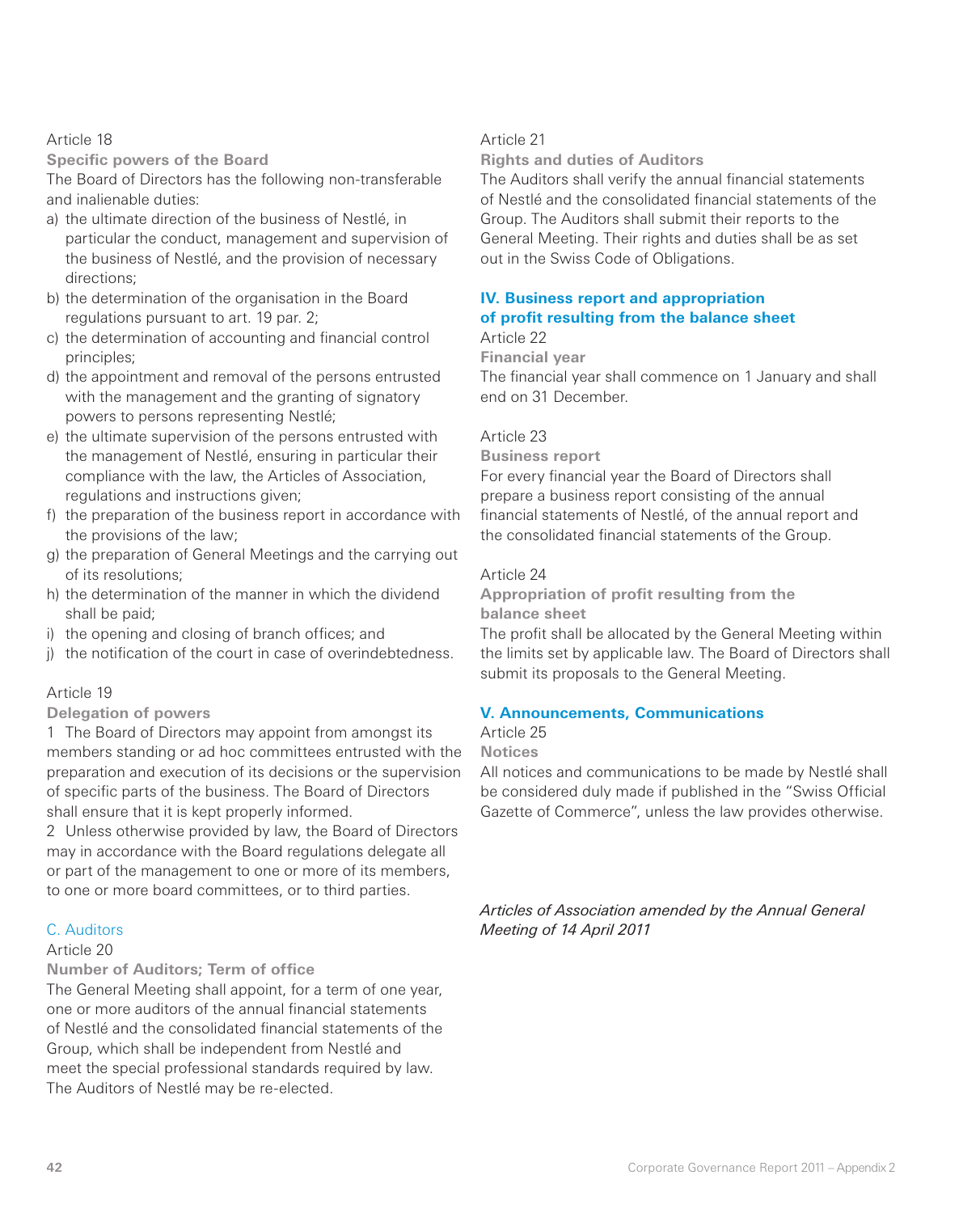Article 18

**Specific powers of the Board**

The Board of Directors has the following non-transferable and inalienable duties:

a) the ultimate direction of the business of Nestlé, in particular the conduct, management and supervision of the business of Nestlé, and the provision of necessary directions;
b) the determination of the organisation in the Board regulations pursuant to art. 19 par. 2;
c) the determination of accounting and financial control principles;
d) the appointment and removal of the persons entrusted with the management and the granting of signatory powers to persons representing Nestlé;
e) the ultimate supervision of the persons entrusted with the management of Nestlé, ensuring in particular their compliance with the law, the Articles of Association, regulations and instructions given;
f) the preparation of the business report in accordance with the provisions of the law;
g) the preparation of General Meetings and the carrying out of its resolutions;
h) the determination of the manner in which the dividend shall be paid;
i) the opening and closing of branch offices; and
j) the notification of the court in case of overindebtedness.

Article 19

**Delegation of powers**

1 The Board of Directors may appoint from amongst its members standing or ad hoc committees entrusted with the preparation and execution of its decisions or the supervision of specific parts of the business. The Board of Directors shall ensure that it is kept properly informed.

2 Unless otherwise provided by law, the Board of Directors may in accordance with the Board regulations delegate all or part of the management to one or more of its members, to one or more board committees, or to third parties.

## C. Auditors

Article 20

**Number of Auditors; Term of office**

The General Meeting shall appoint, for a term of one year, one or more auditors of the annual financial statements of Nestlé and the consolidated financial statements of the Group, which shall be independent from Nestlé and meet the special professional standards required by law. The Auditors of Nestlé may be re-elected.

Article 21

**Rights and duties of Auditors**

The Auditors shall verify the annual financial statements of Nestlé and the consolidated financial statements of the Group. The Auditors shall submit their reports to the General Meeting. Their rights and duties shall be as set out in the Swiss Code of Obligations.

## IV. Business report and appropriation of profit resulting from the balance sheet

Article 22

**Financial year**

The financial year shall commence on 1 January and shall end on 31 December.

Article 23

**Business report**

For every financial year the Board of Directors shall prepare a business report consisting of the annual financial statements of Nestlé, of the annual report and the consolidated financial statements of the Group.

Article 24

**Appropriation of profit resulting from the balance sheet**

The profit shall be allocated by the General Meeting within the limits set by applicable law. The Board of Directors shall submit its proposals to the General Meeting.

## V. Announcements, Communications

Article 25

**Notices**

All notices and communications to be made by Nestlé shall be considered duly made if published in the "Swiss Official Gazette of Commerce", unless the law provides otherwise.

*Articles of Association amended by the Annual General Meeting of 14 April 2011*